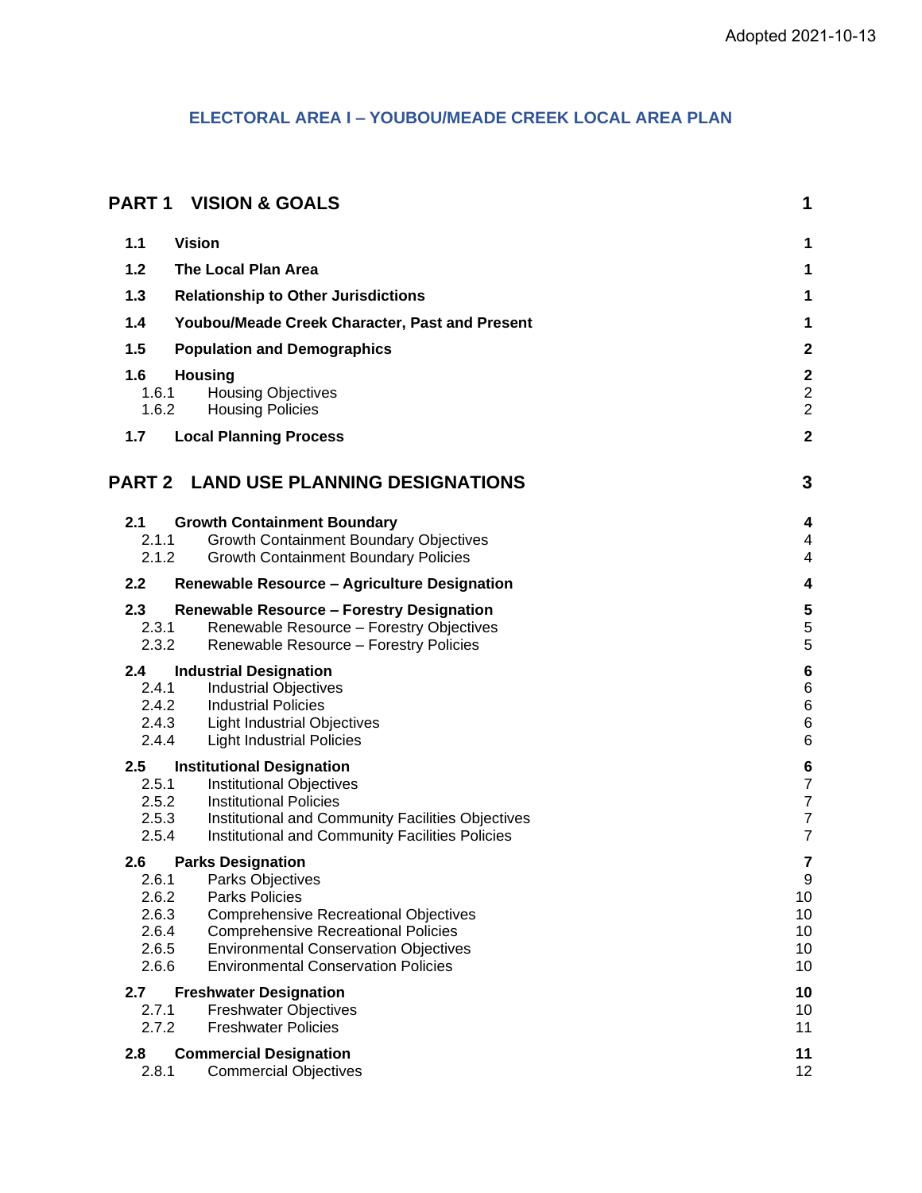Adopted 2021-10-13

# ELECTORAL AREA I – YOUBOU/MEADE CREEK LOCAL AREA PLAN

| | | |
|---|---|---|
| **PART 1** | **VISION & GOALS** | **1** |
| **1.1** | **Vision** | **1** |
| **1.2** | **The Local Plan Area** | **1** |
| **1.3** | **Relationship to Other Jurisdictions** | **1** |
| **1.4** | **Youbou/Meade Creek Character, Past and Present** | **1** |
| **1.5** | **Population and Demographics** | **2** |
| **1.6** | **Housing** | **2** |
| 1.6.1 | Housing Objectives | 2 |
| 1.6.2 | Housing Policies | 2 |
| **1.7** | **Local Planning Process** | **2** |
| **PART 2** | **LAND USE PLANNING DESIGNATIONS** | **3** |
| **2.1** | **Growth Containment Boundary** | **4** |
| 2.1.1 | Growth Containment Boundary Objectives | 4 |
| 2.1.2 | Growth Containment Boundary Policies | 4 |
| **2.2** | **Renewable Resource – Agriculture Designation** | **4** |
| **2.3** | **Renewable Resource – Forestry Designation** | **5** |
| 2.3.1 | Renewable Resource – Forestry Objectives | 5 |
| 2.3.2 | Renewable Resource – Forestry Policies | 5 |
| **2.4** | **Industrial Designation** | **6** |
| 2.4.1 | Industrial Objectives | 6 |
| 2.4.2 | Industrial Policies | 6 |
| 2.4.3 | Light Industrial Objectives | 6 |
| 2.4.4 | Light Industrial Policies | 6 |
| **2.5** | **Institutional Designation** | **6** |
| 2.5.1 | Institutional Objectives | 7 |
| 2.5.2 | Institutional Policies | 7 |
| 2.5.3 | Institutional and Community Facilities Objectives | 7 |
| 2.5.4 | Institutional and Community Facilities Policies | 7 |
| **2.6** | **Parks Designation** | **7** |
| 2.6.1 | Parks Objectives | 9 |
| 2.6.2 | Parks Policies | 10 |
| 2.6.3 | Comprehensive Recreational Objectives | 10 |
| 2.6.4 | Comprehensive Recreational Policies | 10 |
| 2.6.5 | Environmental Conservation Objectives | 10 |
| 2.6.6 | Environmental Conservation Policies | 10 |
| **2.7** | **Freshwater Designation** | **10** |
| 2.7.1 | Freshwater Objectives | 10 |
| 2.7.2 | Freshwater Policies | 11 |
| **2.8** | **Commercial Designation** | **11** |
| 2.8.1 | Commercial Objectives | 12 |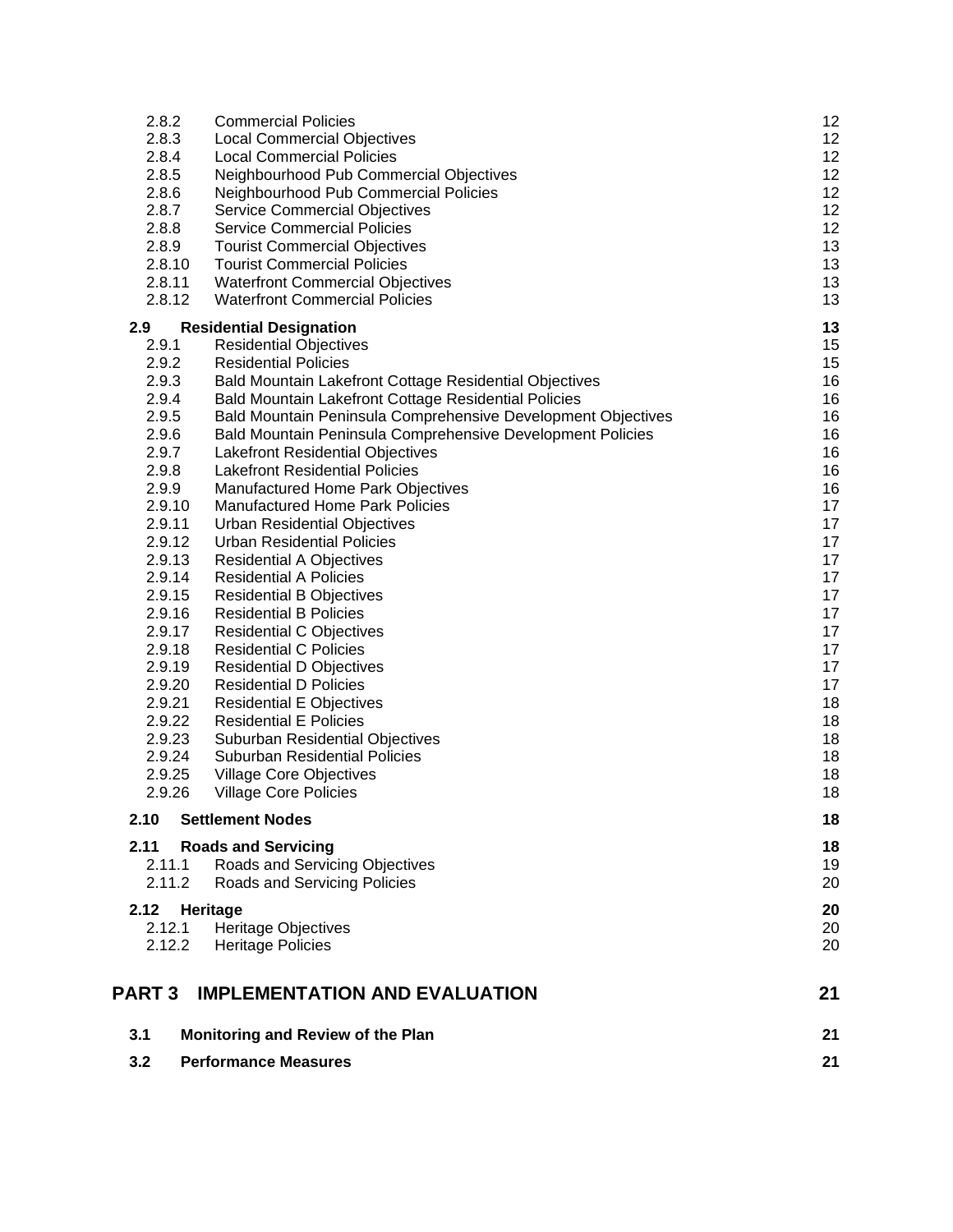| | | |
|---|---|---|
| 2.8.2 | Commercial Policies | 12 |
| 2.8.3 | Local Commercial Objectives | 12 |
| 2.8.4 | Local Commercial Policies | 12 |
| 2.8.5 | Neighbourhood Pub Commercial Objectives | 12 |
| 2.8.6 | Neighbourhood Pub Commercial Policies | 12 |
| 2.8.7 | Service Commercial Objectives | 12 |
| 2.8.8 | Service Commercial Policies | 12 |
| 2.8.9 | Tourist Commercial Objectives | 13 |
| 2.8.10 | Tourist Commercial Policies | 13 |
| 2.8.11 | Waterfront Commercial Objectives | 13 |
| 2.8.12 | Waterfront Commercial Policies | 13 |
| **2.9** | **Residential Designation** | **13** |
| 2.9.1 | Residential Objectives | 15 |
| 2.9.2 | Residential Policies | 15 |
| 2.9.3 | Bald Mountain Lakefront Cottage Residential Objectives | 16 |
| 2.9.4 | Bald Mountain Lakefront Cottage Residential Policies | 16 |
| 2.9.5 | Bald Mountain Peninsula Comprehensive Development Objectives | 16 |
| 2.9.6 | Bald Mountain Peninsula Comprehensive Development Policies | 16 |
| 2.9.7 | Lakefront Residential Objectives | 16 |
| 2.9.8 | Lakefront Residential Policies | 16 |
| 2.9.9 | Manufactured Home Park Objectives | 16 |
| 2.9.10 | Manufactured Home Park Policies | 17 |
| 2.9.11 | Urban Residential Objectives | 17 |
| 2.9.12 | Urban Residential Policies | 17 |
| 2.9.13 | Residential A Objectives | 17 |
| 2.9.14 | Residential A Policies | 17 |
| 2.9.15 | Residential B Objectives | 17 |
| 2.9.16 | Residential B Policies | 17 |
| 2.9.17 | Residential C Objectives | 17 |
| 2.9.18 | Residential C Policies | 17 |
| 2.9.19 | Residential D Objectives | 17 |
| 2.9.20 | Residential D Policies | 17 |
| 2.9.21 | Residential E Objectives | 18 |
| 2.9.22 | Residential E Policies | 18 |
| 2.9.23 | Suburban Residential Objectives | 18 |
| 2.9.24 | Suburban Residential Policies | 18 |
| 2.9.25 | Village Core Objectives | 18 |
| 2.9.26 | Village Core Policies | 18 |
| **2.10** | **Settlement Nodes** | **18** |
| **2.11** | **Roads and Servicing** | **18** |
| 2.11.1 | Roads and Servicing Objectives | 19 |
| 2.11.2 | Roads and Servicing Policies | 20 |
| **2.12** | **Heritage** | **20** |
| 2.12.1 | Heritage Objectives | 20 |
| 2.12.2 | Heritage Policies | 20 |
| **PART 3** | **IMPLEMENTATION AND EVALUATION** | **21** |
| **3.1** | **Monitoring and Review of the Plan** | **21** |
| **3.2** | **Performance Measures** | **21** |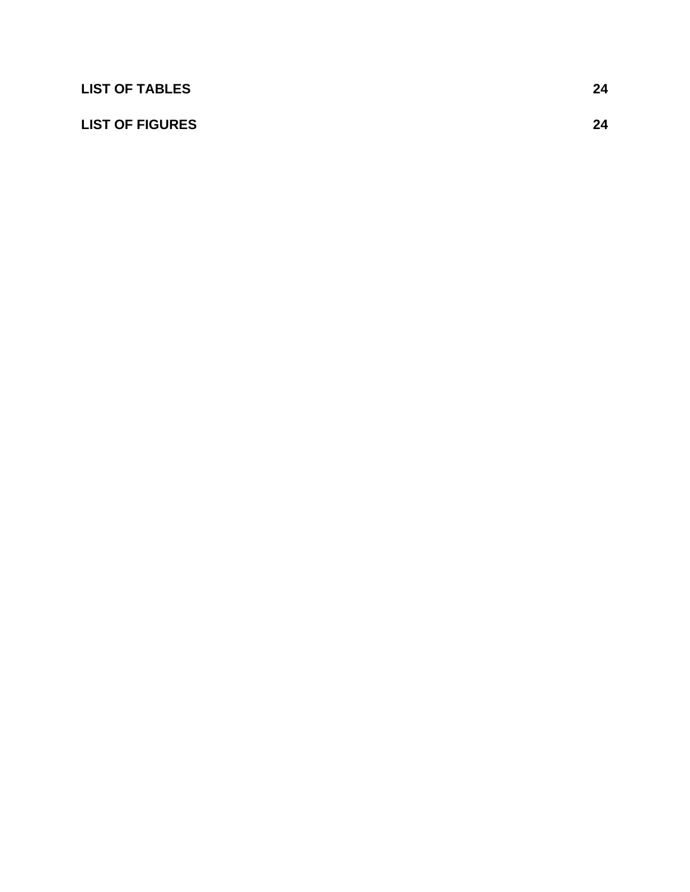| | |
|---|---|
| **LIST OF TABLES** | **24** |
| **LIST OF FIGURES** | **24** |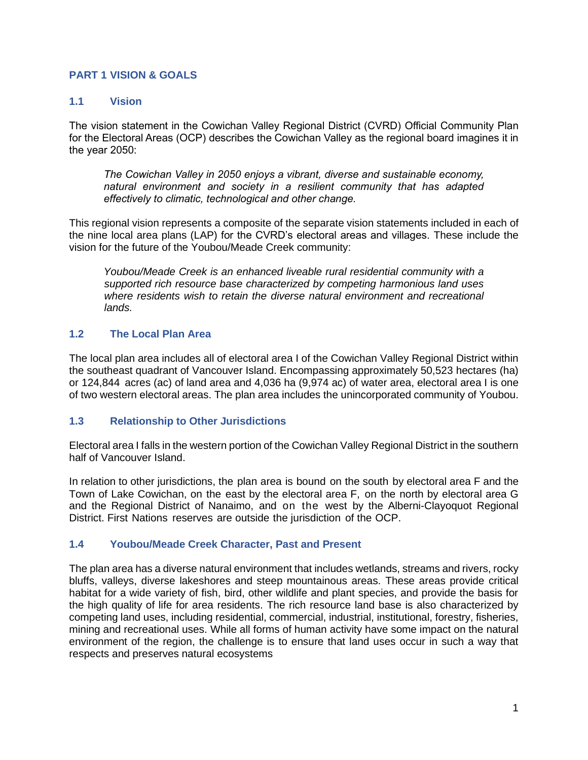## PART 1 VISION & GOALS

### 1.1 Vision

The vision statement in the Cowichan Valley Regional District (CVRD) Official Community Plan for the Electoral Areas (OCP) describes the Cowichan Valley as the regional board imagines it in the year 2050:

> *The Cowichan Valley in 2050 enjoys a vibrant, diverse and sustainable economy, natural environment and society in a resilient community that has adapted effectively to climatic, technological and other change.*

This regional vision represents a composite of the separate vision statements included in each of the nine local area plans (LAP) for the CVRD's electoral areas and villages. These include the vision for the future of the Youbou/Meade Creek community:

> *Youbou/Meade Creek is an enhanced liveable rural residential community with a supported rich resource base characterized by competing harmonious land uses where residents wish to retain the diverse natural environment and recreational lands.*

### 1.2 The Local Plan Area

The local plan area includes all of electoral area I of the Cowichan Valley Regional District within the southeast quadrant of Vancouver Island. Encompassing approximately 50,523 hectares (ha) or 124,844 acres (ac) of land area and 4,036 ha (9,974 ac) of water area, electoral area I is one of two western electoral areas. The plan area includes the unincorporated community of Youbou.

### 1.3 Relationship to Other Jurisdictions

Electoral area I falls in the western portion of the Cowichan Valley Regional District in the southern half of Vancouver Island.

In relation to other jurisdictions, the plan area is bound on the south by electoral area F and the Town of Lake Cowichan, on the east by the electoral area F, on the north by electoral area G and the Regional District of Nanaimo, and on the west by the Alberni-Clayoquot Regional District. First Nations reserves are outside the jurisdiction of the OCP.

### 1.4 Youbou/Meade Creek Character, Past and Present

The plan area has a diverse natural environment that includes wetlands, streams and rivers, rocky bluffs, valleys, diverse lakeshores and steep mountainous areas. These areas provide critical habitat for a wide variety of fish, bird, other wildlife and plant species, and provide the basis for the high quality of life for area residents. The rich resource land base is also characterized by competing land uses, including residential, commercial, industrial, institutional, forestry, fisheries, mining and recreational uses. While all forms of human activity have some impact on the natural environment of the region, the challenge is to ensure that land uses occur in such a way that respects and preserves natural ecosystems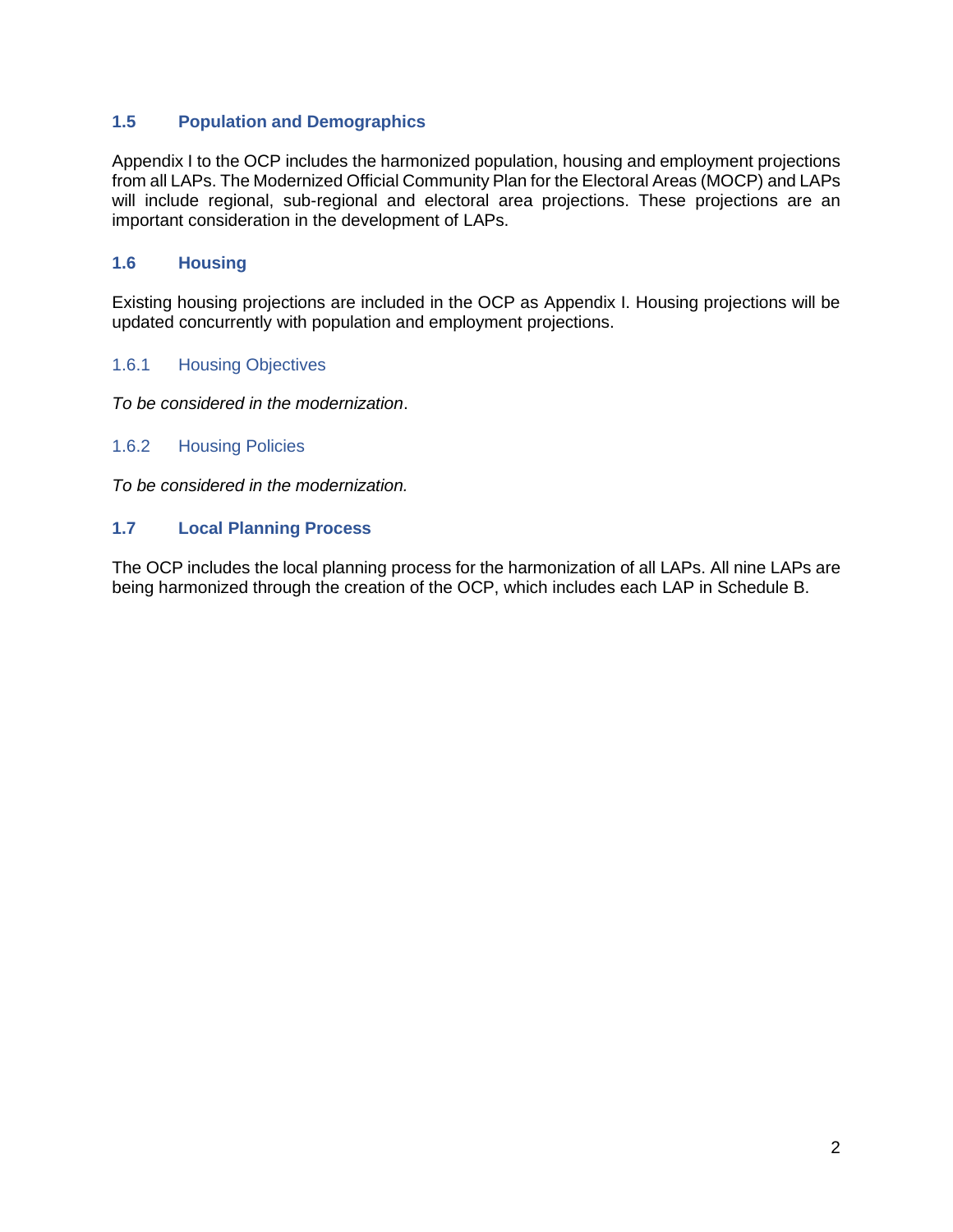## 1.5 Population and Demographics

Appendix I to the OCP includes the harmonized population, housing and employment projections from all LAPs. The Modernized Official Community Plan for the Electoral Areas (MOCP) and LAPs will include regional, sub-regional and electoral area projections. These projections are an important consideration in the development of LAPs.

## 1.6 Housing

Existing housing projections are included in the OCP as Appendix I. Housing projections will be updated concurrently with population and employment projections.

### 1.6.1 Housing Objectives

*To be considered in the modernization*.

### 1.6.2 Housing Policies

*To be considered in the modernization.*

## 1.7 Local Planning Process

The OCP includes the local planning process for the harmonization of all LAPs. All nine LAPs are being harmonized through the creation of the OCP, which includes each LAP in Schedule B.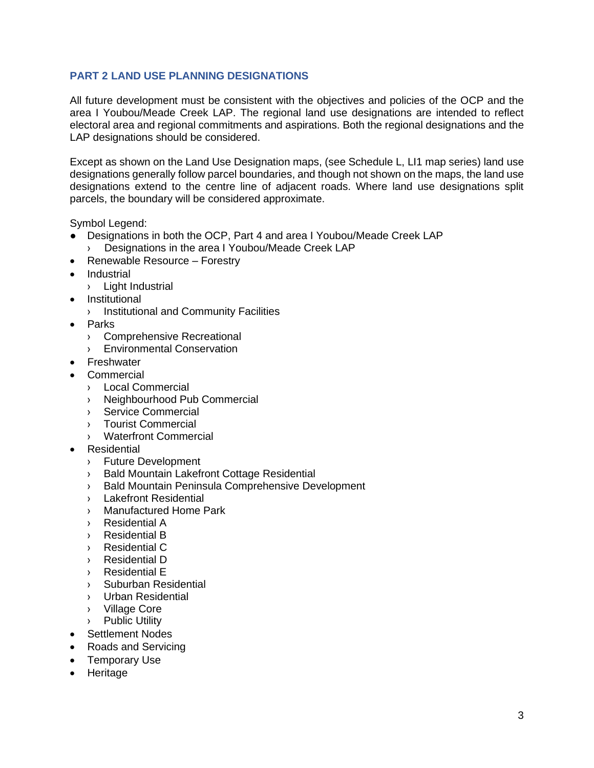## PART 2 LAND USE PLANNING DESIGNATIONS

All future development must be consistent with the objectives and policies of the OCP and the area I Youbou/Meade Creek LAP. The regional land use designations are intended to reflect electoral area and regional commitments and aspirations. Both the regional designations and the LAP designations should be considered.

Except as shown on the Land Use Designation maps, (see Schedule L, LI1 map series) land use designations generally follow parcel boundaries, and though not shown on the maps, the land use designations extend to the centre line of adjacent roads. Where land use designations split parcels, the boundary will be considered approximate.

Symbol Legend:

- ● Designations in both the OCP, Part 4 and area I Youbou/Meade Creek LAP
  - › Designations in the area I Youbou/Meade Creek LAP
- Renewable Resource – Forestry
- Industrial
  - › Light Industrial
- Institutional
  - › Institutional and Community Facilities
- Parks
  - › Comprehensive Recreational
  - › Environmental Conservation
- Freshwater
- Commercial
  - › Local Commercial
  - › Neighbourhood Pub Commercial
  - › Service Commercial
  - › Tourist Commercial
  - › Waterfront Commercial
- Residential
  - › Future Development
  - › Bald Mountain Lakefront Cottage Residential
  - › Bald Mountain Peninsula Comprehensive Development
  - › Lakefront Residential
  - › Manufactured Home Park
  - › Residential A
  - › Residential B
  - › Residential C
  - › Residential D
  - › Residential E
  - › Suburban Residential
  - › Urban Residential
  - › Village Core
  - › Public Utility
- Settlement Nodes
- Roads and Servicing
- Temporary Use
- Heritage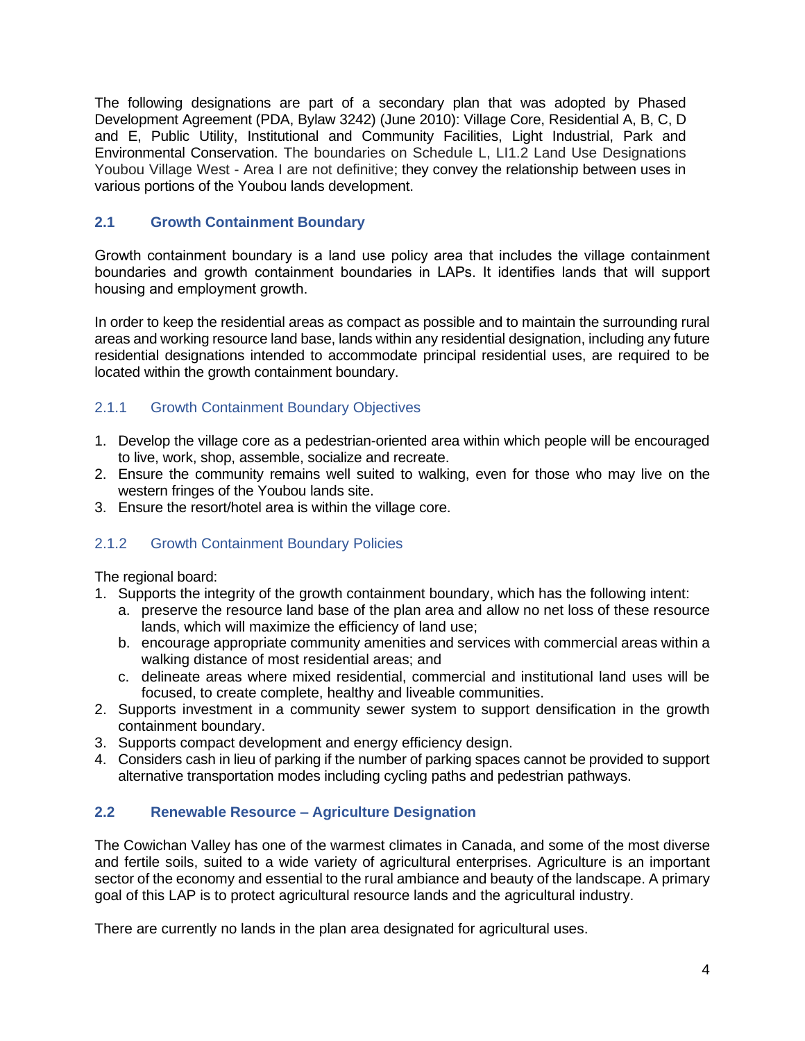The following designations are part of a secondary plan that was adopted by Phased Development Agreement (PDA, Bylaw 3242) (June 2010): Village Core, Residential A, B, C, D and E, Public Utility, Institutional and Community Facilities, Light Industrial, Park and Environmental Conservation. The boundaries on Schedule L, LI1.2 Land Use Designations Youbou Village West - Area I are not definitive; they convey the relationship between uses in various portions of the Youbou lands development.

## 2.1 Growth Containment Boundary

Growth containment boundary is a land use policy area that includes the village containment boundaries and growth containment boundaries in LAPs. It identifies lands that will support housing and employment growth.

In order to keep the residential areas as compact as possible and to maintain the surrounding rural areas and working resource land base, lands within any residential designation, including any future residential designations intended to accommodate principal residential uses, are required to be located within the growth containment boundary.

### 2.1.1 Growth Containment Boundary Objectives

1. Develop the village core as a pedestrian-oriented area within which people will be encouraged to live, work, shop, assemble, socialize and recreate.
2. Ensure the community remains well suited to walking, even for those who may live on the western fringes of the Youbou lands site.
3. Ensure the resort/hotel area is within the village core.

### 2.1.2 Growth Containment Boundary Policies

The regional board:

1. Supports the integrity of the growth containment boundary, which has the following intent:
   a. preserve the resource land base of the plan area and allow no net loss of these resource lands, which will maximize the efficiency of land use;
   b. encourage appropriate community amenities and services with commercial areas within a walking distance of most residential areas; and
   c. delineate areas where mixed residential, commercial and institutional land uses will be focused, to create complete, healthy and liveable communities.
2. Supports investment in a community sewer system to support densification in the growth containment boundary.
3. Supports compact development and energy efficiency design.
4. Considers cash in lieu of parking if the number of parking spaces cannot be provided to support alternative transportation modes including cycling paths and pedestrian pathways.

## 2.2 Renewable Resource – Agriculture Designation

The Cowichan Valley has one of the warmest climates in Canada, and some of the most diverse and fertile soils, suited to a wide variety of agricultural enterprises. Agriculture is an important sector of the economy and essential to the rural ambiance and beauty of the landscape. A primary goal of this LAP is to protect agricultural resource lands and the agricultural industry.

There are currently no lands in the plan area designated for agricultural uses.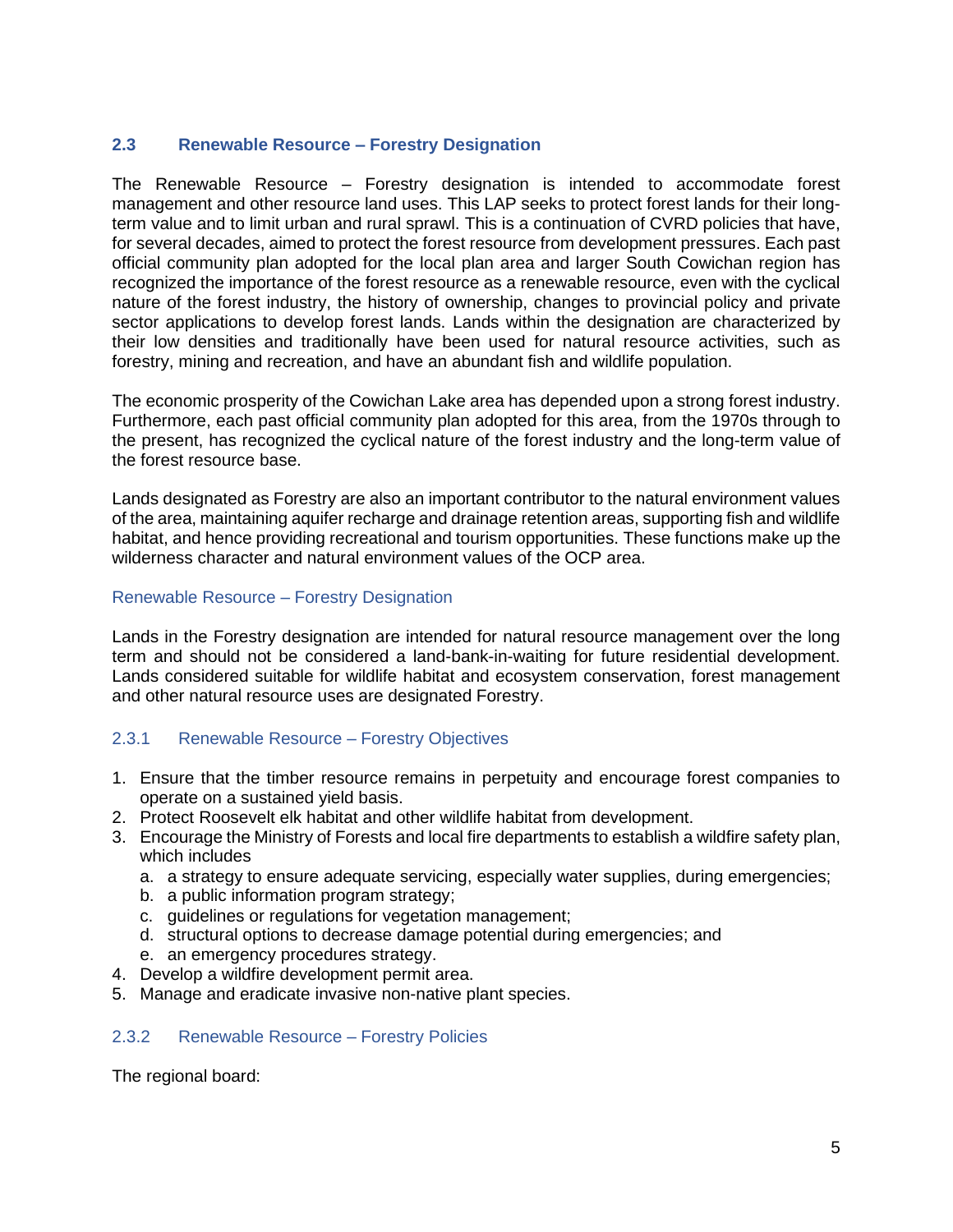## 2.3 Renewable Resource – Forestry Designation

The Renewable Resource – Forestry designation is intended to accommodate forest management and other resource land uses. This LAP seeks to protect forest lands for their long-term value and to limit urban and rural sprawl. This is a continuation of CVRD policies that have, for several decades, aimed to protect the forest resource from development pressures. Each past official community plan adopted for the local plan area and larger South Cowichan region has recognized the importance of the forest resource as a renewable resource, even with the cyclical nature of the forest industry, the history of ownership, changes to provincial policy and private sector applications to develop forest lands. Lands within the designation are characterized by their low densities and traditionally have been used for natural resource activities, such as forestry, mining and recreation, and have an abundant fish and wildlife population.

The economic prosperity of the Cowichan Lake area has depended upon a strong forest industry. Furthermore, each past official community plan adopted for this area, from the 1970s through to the present, has recognized the cyclical nature of the forest industry and the long-term value of the forest resource base.

Lands designated as Forestry are also an important contributor to the natural environment values of the area, maintaining aquifer recharge and drainage retention areas, supporting fish and wildlife habitat, and hence providing recreational and tourism opportunities. These functions make up the wilderness character and natural environment values of the OCP area.

### Renewable Resource – Forestry Designation

Lands in the Forestry designation are intended for natural resource management over the long term and should not be considered a land-bank-in-waiting for future residential development. Lands considered suitable for wildlife habitat and ecosystem conservation, forest management and other natural resource uses are designated Forestry.

### 2.3.1 Renewable Resource – Forestry Objectives

1. Ensure that the timber resource remains in perpetuity and encourage forest companies to operate on a sustained yield basis.
2. Protect Roosevelt elk habitat and other wildlife habitat from development.
3. Encourage the Ministry of Forests and local fire departments to establish a wildfire safety plan, which includes
   a. a strategy to ensure adequate servicing, especially water supplies, during emergencies;
   b. a public information program strategy;
   c. guidelines or regulations for vegetation management;
   d. structural options to decrease damage potential during emergencies; and
   e. an emergency procedures strategy.
4. Develop a wildfire development permit area.
5. Manage and eradicate invasive non-native plant species.

### 2.3.2 Renewable Resource – Forestry Policies

The regional board: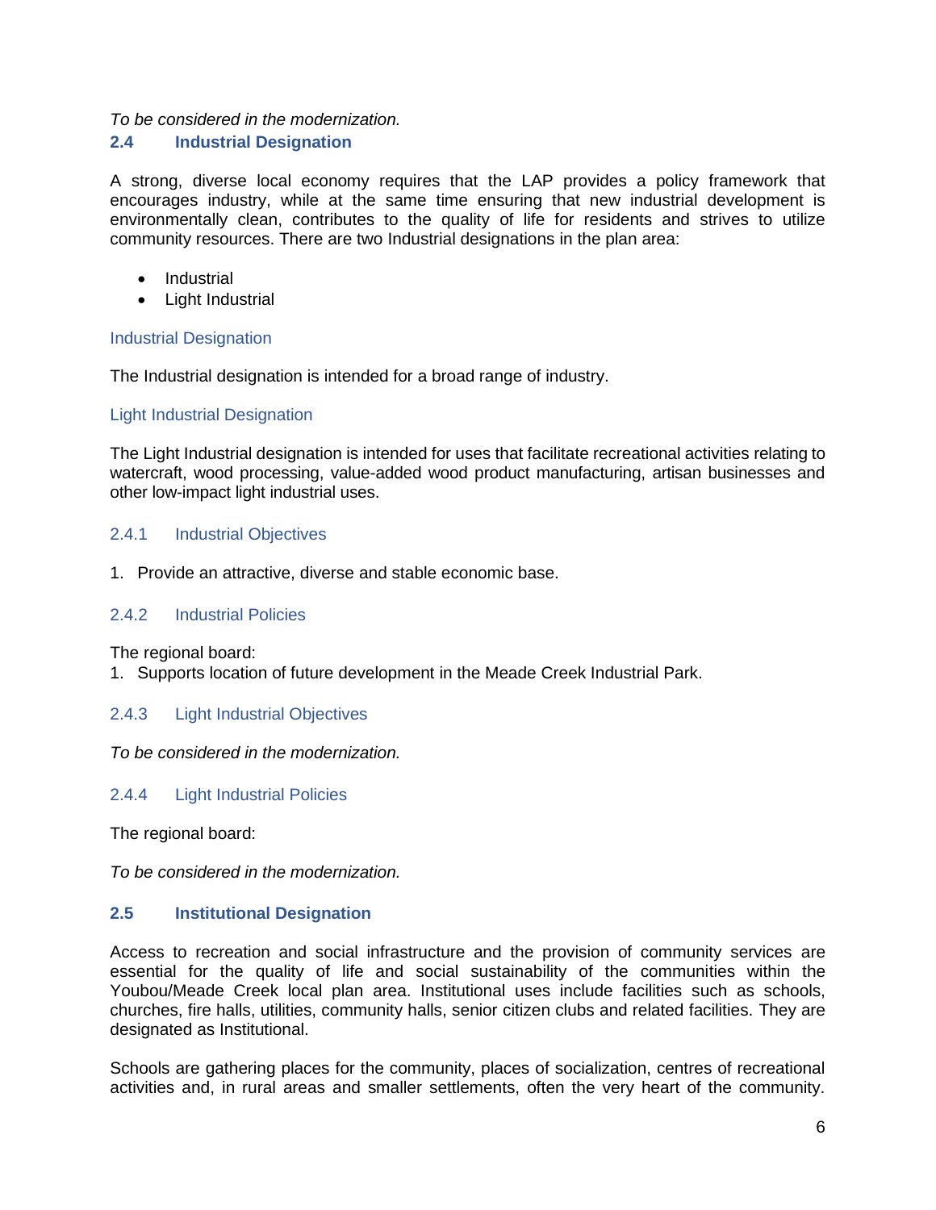*To be considered in the modernization.*

## 2.4 Industrial Designation

A strong, diverse local economy requires that the LAP provides a policy framework that encourages industry, while at the same time ensuring that new industrial development is environmentally clean, contributes to the quality of life for residents and strives to utilize community resources. There are two Industrial designations in the plan area:

- Industrial
- Light Industrial

#### Industrial Designation

The Industrial designation is intended for a broad range of industry.

#### Light Industrial Designation

The Light Industrial designation is intended for uses that facilitate recreational activities relating to watercraft, wood processing, value-added wood product manufacturing, artisan businesses and other low-impact light industrial uses.

### 2.4.1 Industrial Objectives

1. Provide an attractive, diverse and stable economic base.

### 2.4.2 Industrial Policies

The regional board:

1. Supports location of future development in the Meade Creek Industrial Park.

### 2.4.3 Light Industrial Objectives

*To be considered in the modernization.*

### 2.4.4 Light Industrial Policies

The regional board:

*To be considered in the modernization.*

## 2.5 Institutional Designation

Access to recreation and social infrastructure and the provision of community services are essential for the quality of life and social sustainability of the communities within the Youbou/Meade Creek local plan area. Institutional uses include facilities such as schools, churches, fire halls, utilities, community halls, senior citizen clubs and related facilities. They are designated as Institutional.

Schools are gathering places for the community, places of socialization, centres of recreational activities and, in rural areas and smaller settlements, often the very heart of the community.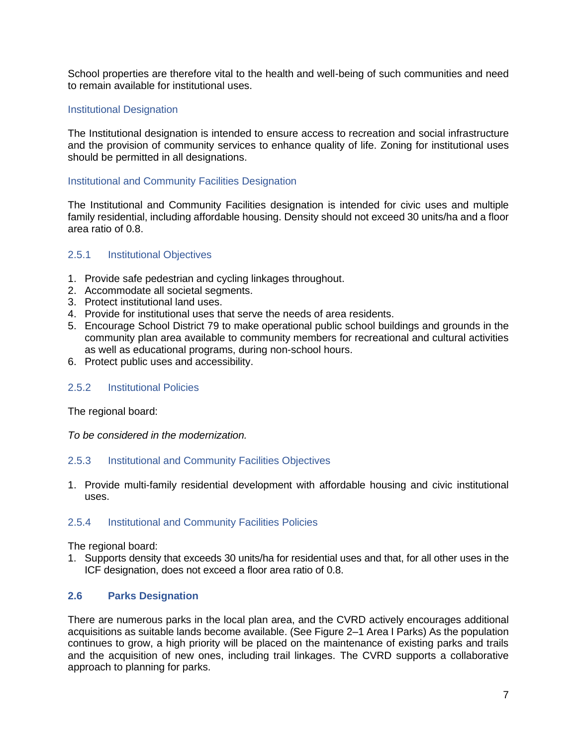School properties are therefore vital to the health and well-being of such communities and need to remain available for institutional uses.

#### Institutional Designation

The Institutional designation is intended to ensure access to recreation and social infrastructure and the provision of community services to enhance quality of life. Zoning for institutional uses should be permitted in all designations.

#### Institutional and Community Facilities Designation

The Institutional and Community Facilities designation is intended for civic uses and multiple family residential, including affordable housing. Density should not exceed 30 units/ha and a floor area ratio of 0.8.

### 2.5.1 Institutional Objectives

1. Provide safe pedestrian and cycling linkages throughout.
2. Accommodate all societal segments.
3. Protect institutional land uses.
4. Provide for institutional uses that serve the needs of area residents.
5. Encourage School District 79 to make operational public school buildings and grounds in the community plan area available to community members for recreational and cultural activities as well as educational programs, during non-school hours.
6. Protect public uses and accessibility.

### 2.5.2 Institutional Policies

The regional board:

*To be considered in the modernization.*

### 2.5.3 Institutional and Community Facilities Objectives

1. Provide multi-family residential development with affordable housing and civic institutional uses.

### 2.5.4 Institutional and Community Facilities Policies

The regional board:
1. Supports density that exceeds 30 units/ha for residential uses and that, for all other uses in the ICF designation, does not exceed a floor area ratio of 0.8.

## 2.6 Parks Designation

There are numerous parks in the local plan area, and the CVRD actively encourages additional acquisitions as suitable lands become available. (See Figure 2–1 Area I Parks) As the population continues to grow, a high priority will be placed on the maintenance of existing parks and trails and the acquisition of new ones, including trail linkages. The CVRD supports a collaborative approach to planning for parks.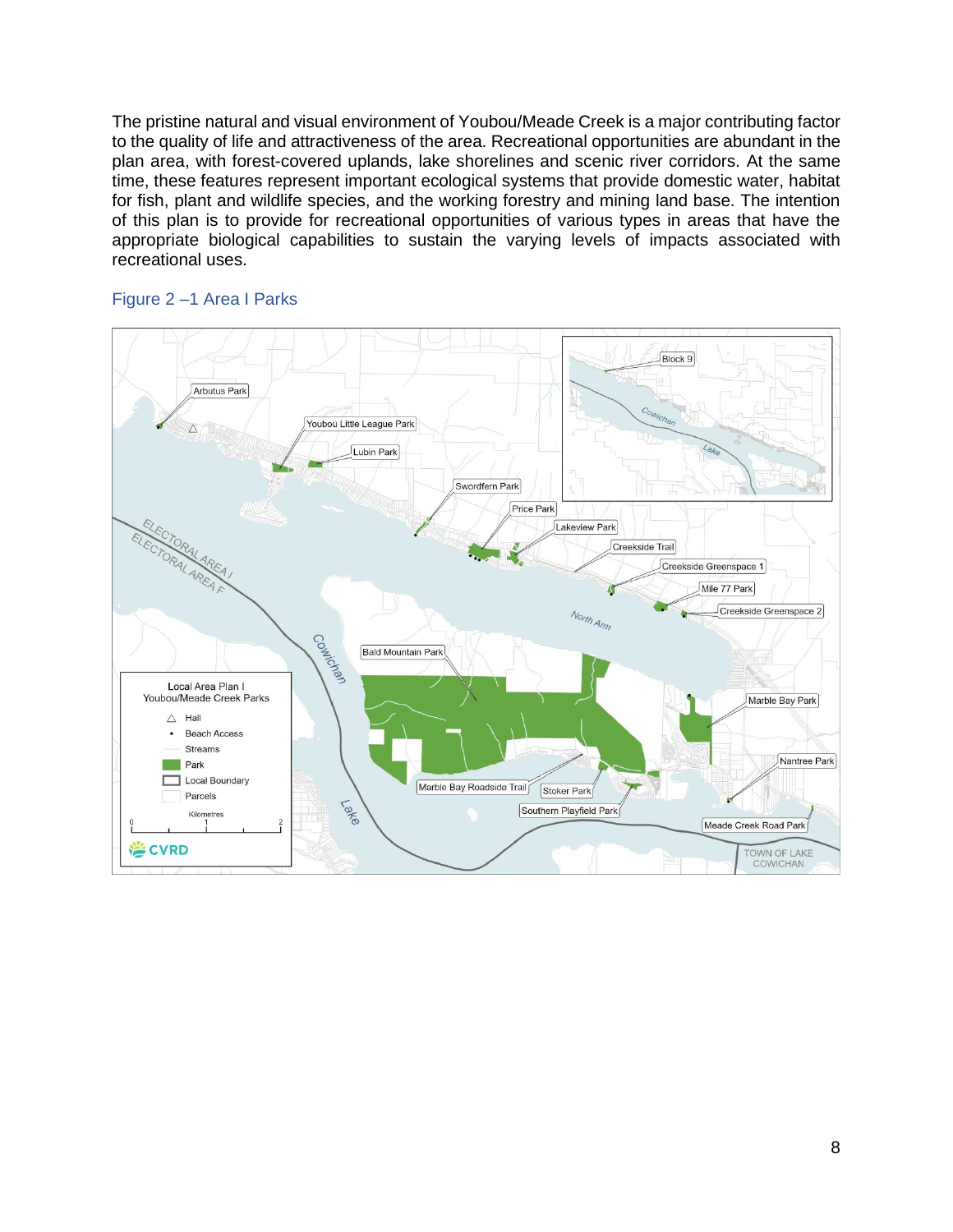The pristine natural and visual environment of Youbou/Meade Creek is a major contributing factor to the quality of life and attractiveness of the area. Recreational opportunities are abundant in the plan area, with forest-covered uplands, lake shorelines and scenic river corridors. At the same time, these features represent important ecological systems that provide domestic water, habitat for fish, plant and wildlife species, and the working forestry and mining land base. The intention of this plan is to provide for recreational opportunities of various types in areas that have the appropriate biological capabilities to sustain the varying levels of impacts associated with recreational uses.

Figure 2 –1 Area I Parks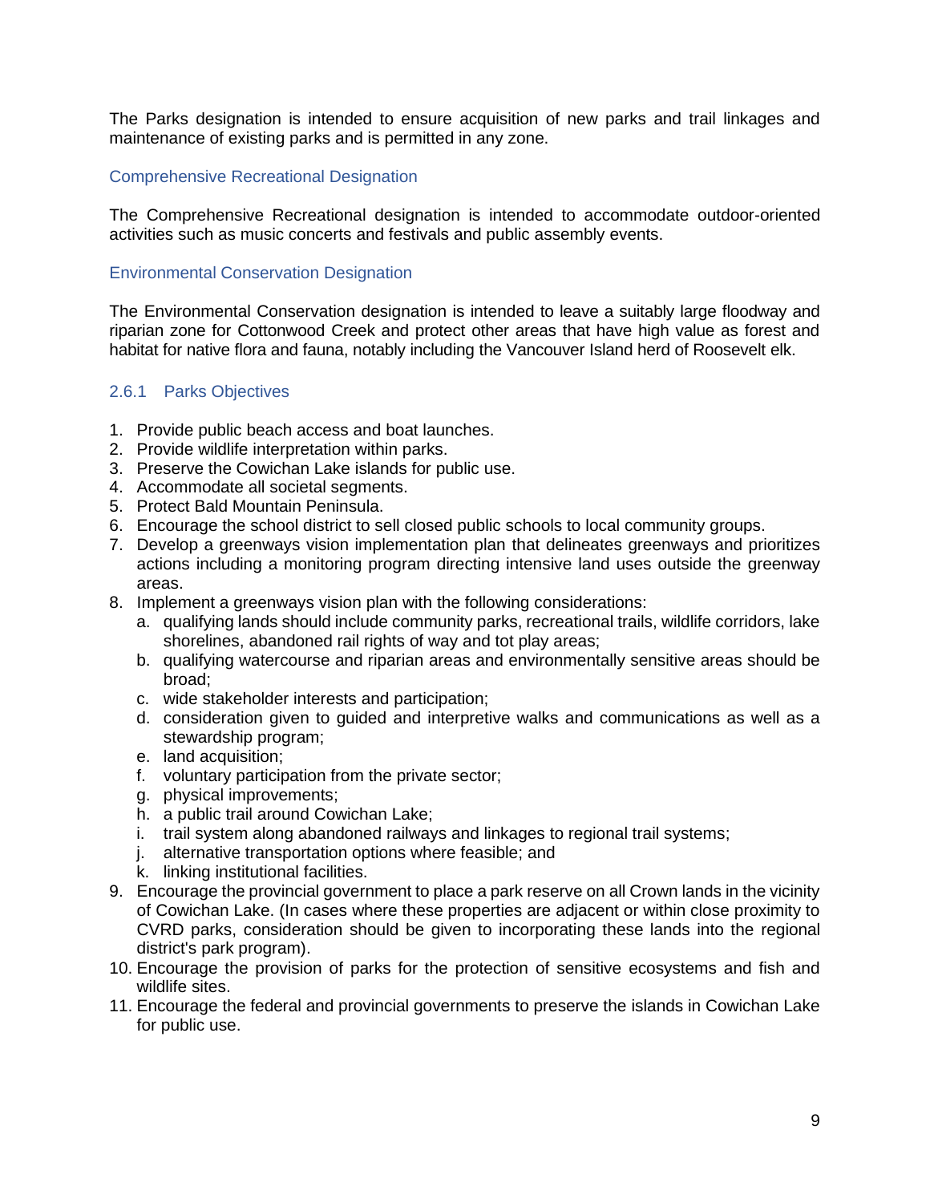The Parks designation is intended to ensure acquisition of new parks and trail linkages and maintenance of existing parks and is permitted in any zone.

### Comprehensive Recreational Designation

The Comprehensive Recreational designation is intended to accommodate outdoor-oriented activities such as music concerts and festivals and public assembly events.

### Environmental Conservation Designation

The Environmental Conservation designation is intended to leave a suitably large floodway and riparian zone for Cottonwood Creek and protect other areas that have high value as forest and habitat for native flora and fauna, notably including the Vancouver Island herd of Roosevelt elk.

### 2.6.1 Parks Objectives

1. Provide public beach access and boat launches.
2. Provide wildlife interpretation within parks.
3. Preserve the Cowichan Lake islands for public use.
4. Accommodate all societal segments.
5. Protect Bald Mountain Peninsula.
6. Encourage the school district to sell closed public schools to local community groups.
7. Develop a greenways vision implementation plan that delineates greenways and prioritizes actions including a monitoring program directing intensive land uses outside the greenway areas.
8. Implement a greenways vision plan with the following considerations:
   a. qualifying lands should include community parks, recreational trails, wildlife corridors, lake shorelines, abandoned rail rights of way and tot play areas;
   b. qualifying watercourse and riparian areas and environmentally sensitive areas should be broad;
   c. wide stakeholder interests and participation;
   d. consideration given to guided and interpretive walks and communications as well as a stewardship program;
   e. land acquisition;
   f. voluntary participation from the private sector;
   g. physical improvements;
   h. a public trail around Cowichan Lake;
   i. trail system along abandoned railways and linkages to regional trail systems;
   j. alternative transportation options where feasible; and
   k. linking institutional facilities.
9. Encourage the provincial government to place a park reserve on all Crown lands in the vicinity of Cowichan Lake. (In cases where these properties are adjacent or within close proximity to CVRD parks, consideration should be given to incorporating these lands into the regional district's park program).
10. Encourage the provision of parks for the protection of sensitive ecosystems and fish and wildlife sites.
11. Encourage the federal and provincial governments to preserve the islands in Cowichan Lake for public use.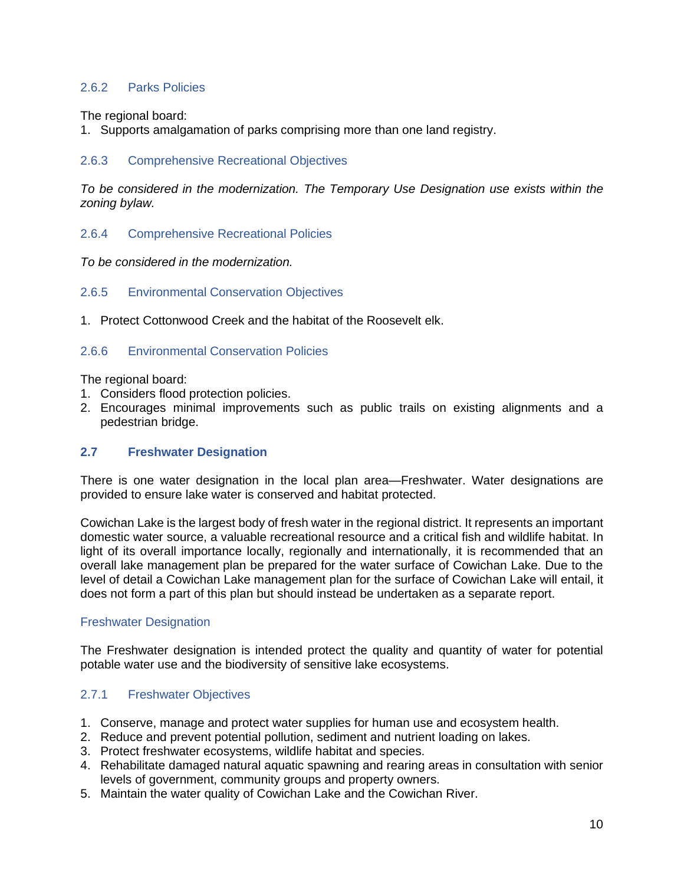### 2.6.2 Parks Policies

The regional board:

1. Supports amalgamation of parks comprising more than one land registry.

### 2.6.3 Comprehensive Recreational Objectives

*To be considered in the modernization. The Temporary Use Designation use exists within the zoning bylaw.*

### 2.6.4 Comprehensive Recreational Policies

*To be considered in the modernization.*

### 2.6.5 Environmental Conservation Objectives

1. Protect Cottonwood Creek and the habitat of the Roosevelt elk.

### 2.6.6 Environmental Conservation Policies

The regional board:

1. Considers flood protection policies.
2. Encourages minimal improvements such as public trails on existing alignments and a pedestrian bridge.

## 2.7 Freshwater Designation

There is one water designation in the local plan area—Freshwater. Water designations are provided to ensure lake water is conserved and habitat protected.

Cowichan Lake is the largest body of fresh water in the regional district. It represents an important domestic water source, a valuable recreational resource and a critical fish and wildlife habitat. In light of its overall importance locally, regionally and internationally, it is recommended that an overall lake management plan be prepared for the water surface of Cowichan Lake. Due to the level of detail a Cowichan Lake management plan for the surface of Cowichan Lake will entail, it does not form a part of this plan but should instead be undertaken as a separate report.

### Freshwater Designation

The Freshwater designation is intended protect the quality and quantity of water for potential potable water use and the biodiversity of sensitive lake ecosystems.

### 2.7.1 Freshwater Objectives

1. Conserve, manage and protect water supplies for human use and ecosystem health.
2. Reduce and prevent potential pollution, sediment and nutrient loading on lakes.
3. Protect freshwater ecosystems, wildlife habitat and species.
4. Rehabilitate damaged natural aquatic spawning and rearing areas in consultation with senior levels of government, community groups and property owners.
5. Maintain the water quality of Cowichan Lake and the Cowichan River.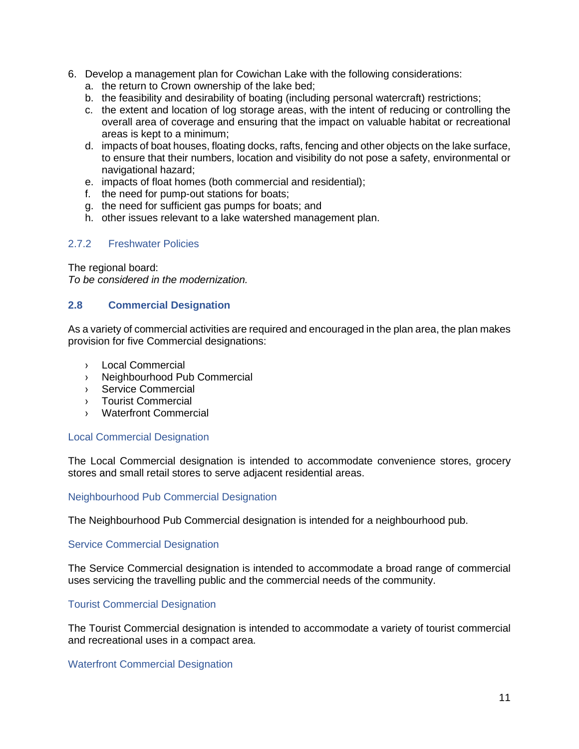6. Develop a management plan for Cowichan Lake with the following considerations:
   a. the return to Crown ownership of the lake bed;
   b. the feasibility and desirability of boating (including personal watercraft) restrictions;
   c. the extent and location of log storage areas, with the intent of reducing or controlling the overall area of coverage and ensuring that the impact on valuable habitat or recreational areas is kept to a minimum;
   d. impacts of boat houses, floating docks, rafts, fencing and other objects on the lake surface, to ensure that their numbers, location and visibility do not pose a safety, environmental or navigational hazard;
   e. impacts of float homes (both commercial and residential);
   f. the need for pump-out stations for boats;
   g. the need for sufficient gas pumps for boats; and
   h. other issues relevant to a lake watershed management plan.

### 2.7.2 Freshwater Policies

The regional board:
*To be considered in the modernization.*

## 2.8 Commercial Designation

As a variety of commercial activities are required and encouraged in the plan area, the plan makes provision for five Commercial designations:

- Local Commercial
- Neighbourhood Pub Commercial
- Service Commercial
- Tourist Commercial
- Waterfront Commercial

### Local Commercial Designation

The Local Commercial designation is intended to accommodate convenience stores, grocery stores and small retail stores to serve adjacent residential areas.

### Neighbourhood Pub Commercial Designation

The Neighbourhood Pub Commercial designation is intended for a neighbourhood pub.

### Service Commercial Designation

The Service Commercial designation is intended to accommodate a broad range of commercial uses servicing the travelling public and the commercial needs of the community.

### Tourist Commercial Designation

The Tourist Commercial designation is intended to accommodate a variety of tourist commercial and recreational uses in a compact area.

### Waterfront Commercial Designation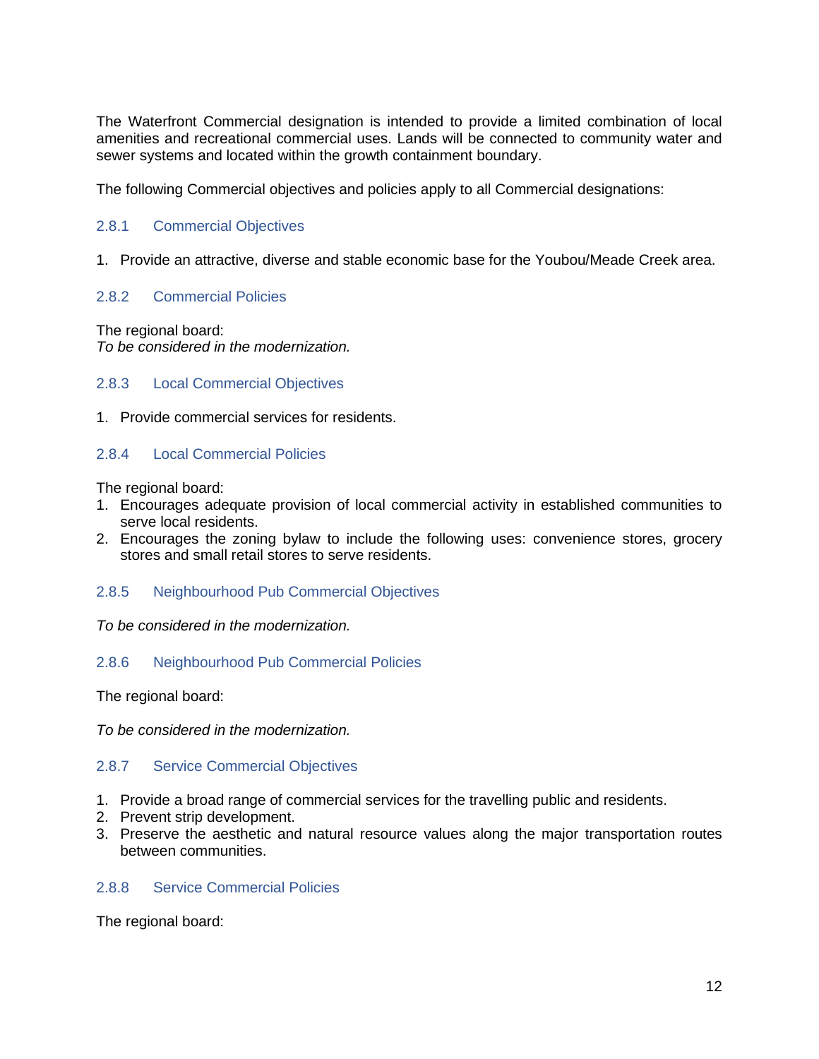The Waterfront Commercial designation is intended to provide a limited combination of local amenities and recreational commercial uses. Lands will be connected to community water and sewer systems and located within the growth containment boundary.

The following Commercial objectives and policies apply to all Commercial designations:

### 2.8.1 Commercial Objectives

1. Provide an attractive, diverse and stable economic base for the Youbou/Meade Creek area.

### 2.8.2 Commercial Policies

The regional board:
*To be considered in the modernization.*

### 2.8.3 Local Commercial Objectives

1. Provide commercial services for residents.

### 2.8.4 Local Commercial Policies

The regional board:
1. Encourages adequate provision of local commercial activity in established communities to serve local residents.
2. Encourages the zoning bylaw to include the following uses: convenience stores, grocery stores and small retail stores to serve residents.

### 2.8.5 Neighbourhood Pub Commercial Objectives

*To be considered in the modernization.*

### 2.8.6 Neighbourhood Pub Commercial Policies

The regional board:

*To be considered in the modernization.*

### 2.8.7 Service Commercial Objectives

1. Provide a broad range of commercial services for the travelling public and residents.
2. Prevent strip development.
3. Preserve the aesthetic and natural resource values along the major transportation routes between communities.

### 2.8.8 Service Commercial Policies

The regional board: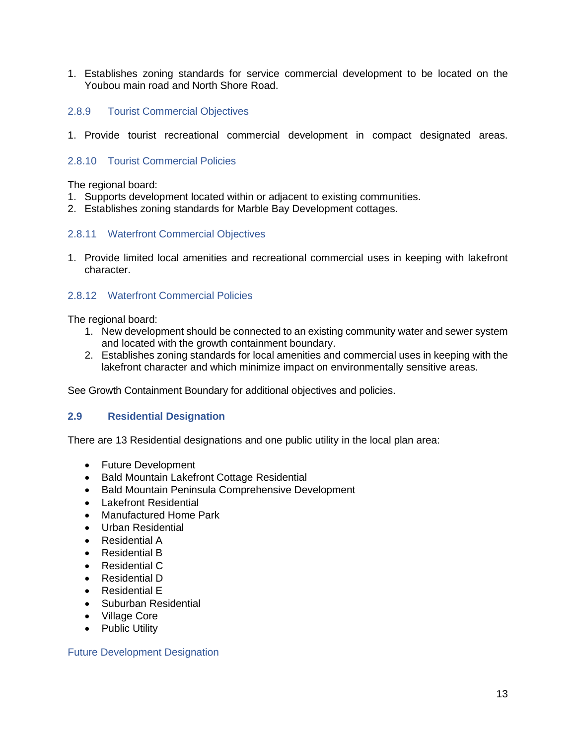1. Establishes zoning standards for service commercial development to be located on the Youbou main road and North Shore Road.

### 2.8.9 Tourist Commercial Objectives

1. Provide tourist recreational commercial development in compact designated areas.

### 2.8.10 Tourist Commercial Policies

The regional board:
1. Supports development located within or adjacent to existing communities.
2. Establishes zoning standards for Marble Bay Development cottages.

### 2.8.11 Waterfront Commercial Objectives

1. Provide limited local amenities and recreational commercial uses in keeping with lakefront character.

### 2.8.12 Waterfront Commercial Policies

The regional board:
1. New development should be connected to an existing community water and sewer system and located with the growth containment boundary.
2. Establishes zoning standards for local amenities and commercial uses in keeping with the lakefront character and which minimize impact on environmentally sensitive areas.

See Growth Containment Boundary for additional objectives and policies.

## 2.9 Residential Designation

There are 13 Residential designations and one public utility in the local plan area:

- Future Development
- Bald Mountain Lakefront Cottage Residential
- Bald Mountain Peninsula Comprehensive Development
- Lakefront Residential
- Manufactured Home Park
- Urban Residential
- Residential A
- Residential B
- Residential C
- Residential D
- Residential E
- Suburban Residential
- Village Core
- Public Utility

### Future Development Designation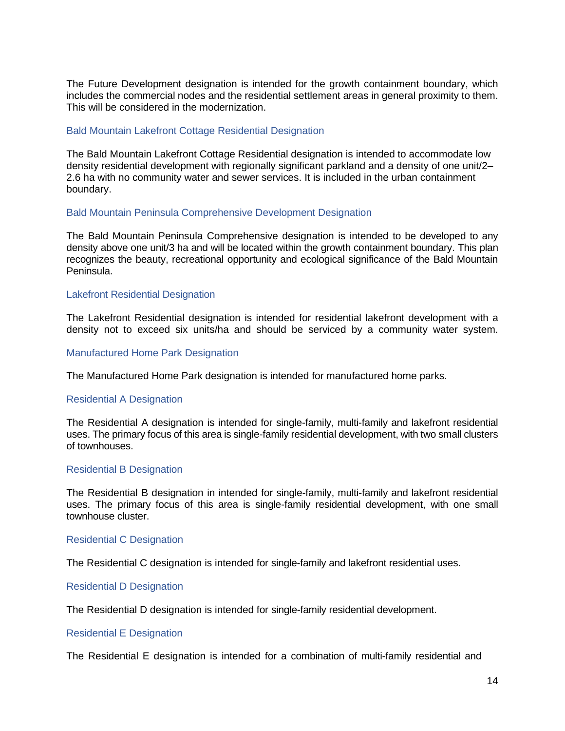The Future Development designation is intended for the growth containment boundary, which includes the commercial nodes and the residential settlement areas in general proximity to them. This will be considered in the modernization.

### Bald Mountain Lakefront Cottage Residential Designation

The Bald Mountain Lakefront Cottage Residential designation is intended to accommodate low density residential development with regionally significant parkland and a density of one unit/2–2.6 ha with no community water and sewer services. It is included in the urban containment boundary.

### Bald Mountain Peninsula Comprehensive Development Designation

The Bald Mountain Peninsula Comprehensive designation is intended to be developed to any density above one unit/3 ha and will be located within the growth containment boundary. This plan recognizes the beauty, recreational opportunity and ecological significance of the Bald Mountain Peninsula.

### Lakefront Residential Designation

The Lakefront Residential designation is intended for residential lakefront development with a density not to exceed six units/ha and should be serviced by a community water system.

### Manufactured Home Park Designation

The Manufactured Home Park designation is intended for manufactured home parks.

### Residential A Designation

The Residential A designation is intended for single-family, multi-family and lakefront residential uses. The primary focus of this area is single-family residential development, with two small clusters of townhouses.

### Residential B Designation

The Residential B designation in intended for single-family, multi-family and lakefront residential uses. The primary focus of this area is single-family residential development, with one small townhouse cluster.

### Residential C Designation

The Residential C designation is intended for single-family and lakefront residential uses.

### Residential D Designation

The Residential D designation is intended for single-family residential development.

### Residential E Designation

The Residential E designation is intended for a combination of multi-family residential and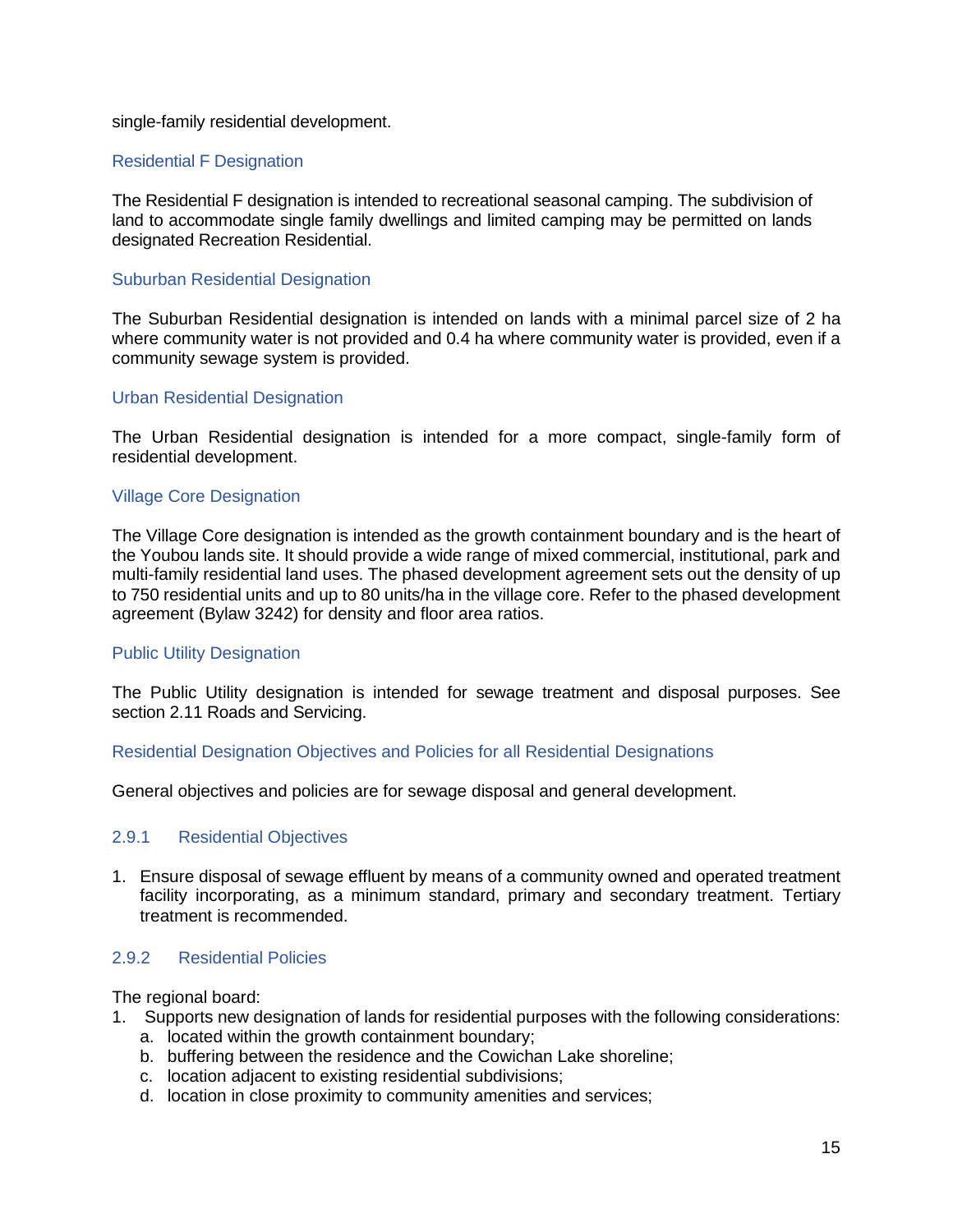single-family residential development.

### Residential F Designation

The Residential F designation is intended to recreational seasonal camping. The subdivision of land to accommodate single family dwellings and limited camping may be permitted on lands designated Recreation Residential.

### Suburban Residential Designation

The Suburban Residential designation is intended on lands with a minimal parcel size of 2 ha where community water is not provided and 0.4 ha where community water is provided, even if a community sewage system is provided.

### Urban Residential Designation

The Urban Residential designation is intended for a more compact, single-family form of residential development.

### Village Core Designation

The Village Core designation is intended as the growth containment boundary and is the heart of the Youbou lands site. It should provide a wide range of mixed commercial, institutional, park and multi-family residential land uses. The phased development agreement sets out the density of up to 750 residential units and up to 80 units/ha in the village core. Refer to the phased development agreement (Bylaw 3242) for density and floor area ratios.

### Public Utility Designation

The Public Utility designation is intended for sewage treatment and disposal purposes. See section 2.11 Roads and Servicing.

### Residential Designation Objectives and Policies for all Residential Designations

General objectives and policies are for sewage disposal and general development.

## 2.9.1 Residential Objectives

1. Ensure disposal of sewage effluent by means of a community owned and operated treatment facility incorporating, as a minimum standard, primary and secondary treatment. Tertiary treatment is recommended.

## 2.9.2 Residential Policies

The regional board:

1. Supports new designation of lands for residential purposes with the following considerations:
   a. located within the growth containment boundary;
   b. buffering between the residence and the Cowichan Lake shoreline;
   c. location adjacent to existing residential subdivisions;
   d. location in close proximity to community amenities and services;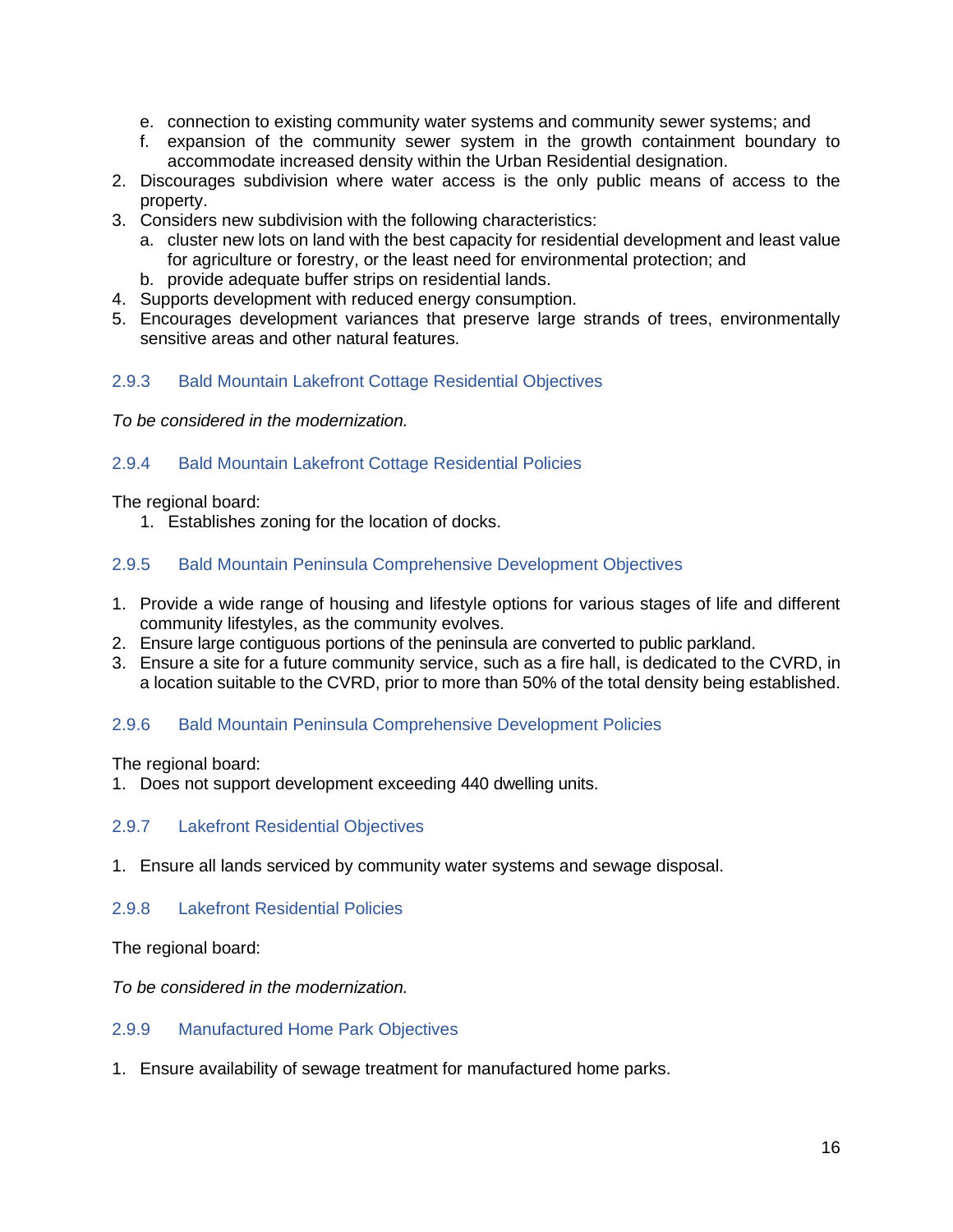e. connection to existing community water systems and community sewer systems; and
   f. expansion of the community sewer system in the growth containment boundary to accommodate increased density within the Urban Residential designation.
2. Discourages subdivision where water access is the only public means of access to the property.
3. Considers new subdivision with the following characteristics:
   a. cluster new lots on land with the best capacity for residential development and least value for agriculture or forestry, or the least need for environmental protection; and
   b. provide adequate buffer strips on residential lands.
4. Supports development with reduced energy consumption.
5. Encourages development variances that preserve large strands of trees, environmentally sensitive areas and other natural features.

### 2.9.3 Bald Mountain Lakefront Cottage Residential Objectives

*To be considered in the modernization.*

### 2.9.4 Bald Mountain Lakefront Cottage Residential Policies

The regional board:

1. Establishes zoning for the location of docks.

### 2.9.5 Bald Mountain Peninsula Comprehensive Development Objectives

1. Provide a wide range of housing and lifestyle options for various stages of life and different community lifestyles, as the community evolves.
2. Ensure large contiguous portions of the peninsula are converted to public parkland.
3. Ensure a site for a future community service, such as a fire hall, is dedicated to the CVRD, in a location suitable to the CVRD, prior to more than 50% of the total density being established.

### 2.9.6 Bald Mountain Peninsula Comprehensive Development Policies

The regional board:

1. Does not support development exceeding 440 dwelling units.

### 2.9.7 Lakefront Residential Objectives

1. Ensure all lands serviced by community water systems and sewage disposal.

### 2.9.8 Lakefront Residential Policies

The regional board:

*To be considered in the modernization.*

### 2.9.9 Manufactured Home Park Objectives

1. Ensure availability of sewage treatment for manufactured home parks.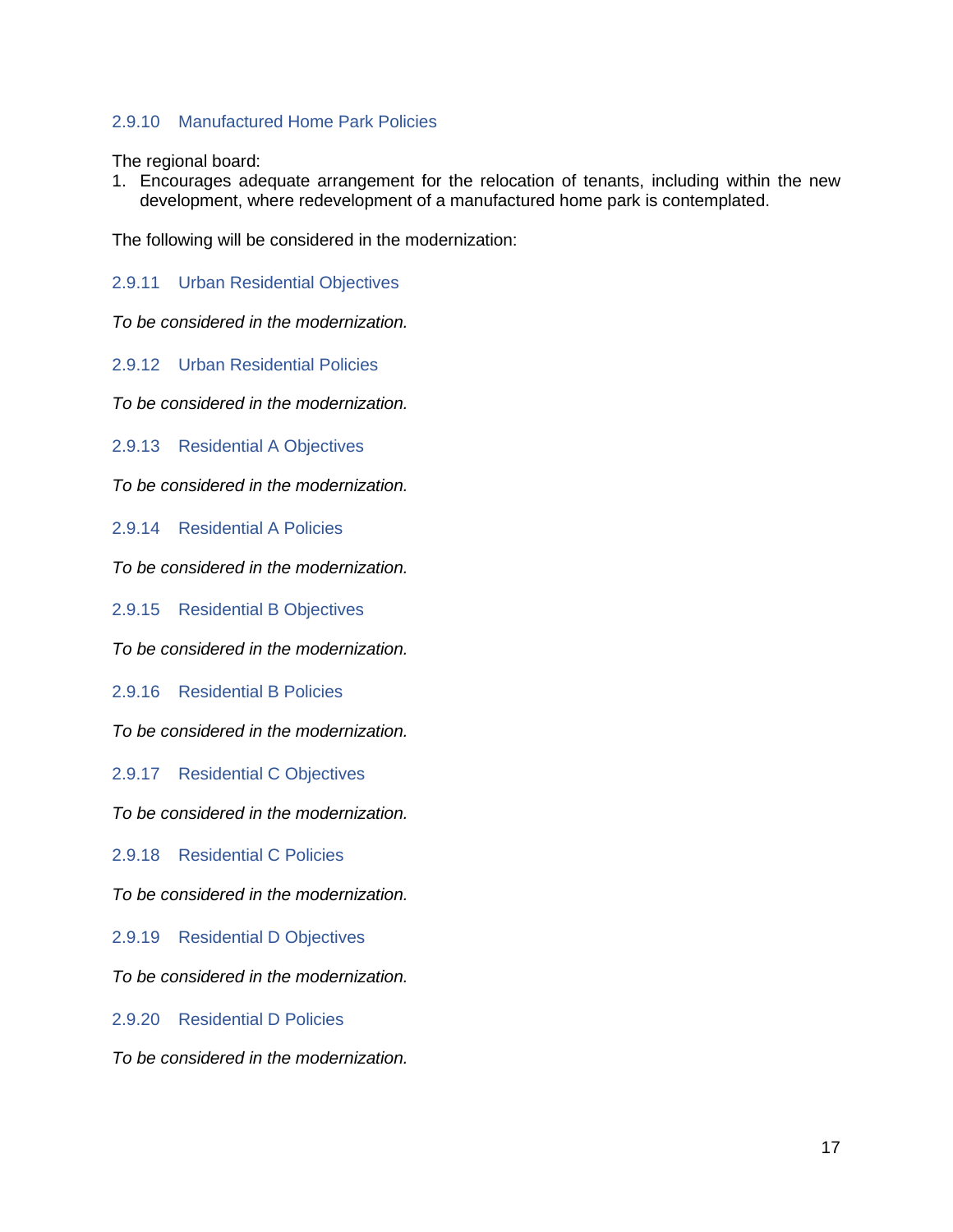### 2.9.10 Manufactured Home Park Policies

The regional board:

1. Encourages adequate arrangement for the relocation of tenants, including within the new development, where redevelopment of a manufactured home park is contemplated.

The following will be considered in the modernization:

### 2.9.11 Urban Residential Objectives

*To be considered in the modernization.*

### 2.9.12 Urban Residential Policies

*To be considered in the modernization.*

### 2.9.13 Residential A Objectives

*To be considered in the modernization.*

### 2.9.14 Residential A Policies

*To be considered in the modernization.*

### 2.9.15 Residential B Objectives

*To be considered in the modernization.*

### 2.9.16 Residential B Policies

*To be considered in the modernization.*

### 2.9.17 Residential C Objectives

*To be considered in the modernization.*

### 2.9.18 Residential C Policies

*To be considered in the modernization.*

### 2.9.19 Residential D Objectives

*To be considered in the modernization.*

### 2.9.20 Residential D Policies

*To be considered in the modernization.*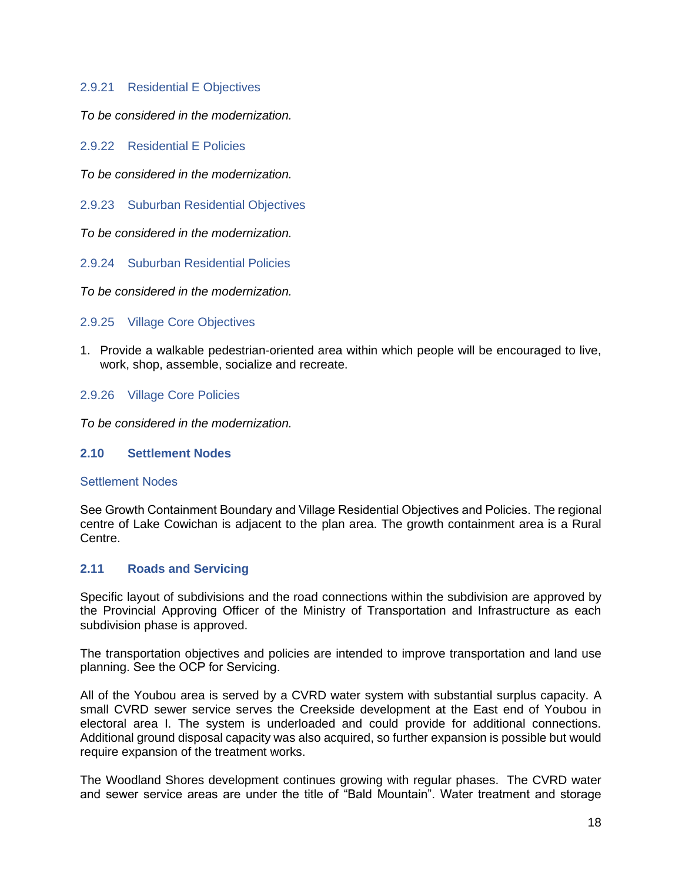#### 2.9.21 Residential E Objectives

*To be considered in the modernization.*

#### 2.9.22 Residential E Policies

*To be considered in the modernization.*

#### 2.9.23 Suburban Residential Objectives

*To be considered in the modernization.*

#### 2.9.24 Suburban Residential Policies

*To be considered in the modernization.*

#### 2.9.25 Village Core Objectives

1. Provide a walkable pedestrian-oriented area within which people will be encouraged to live, work, shop, assemble, socialize and recreate.

#### 2.9.26 Village Core Policies

*To be considered in the modernization.*

### 2.10 Settlement Nodes

#### Settlement Nodes

See Growth Containment Boundary and Village Residential Objectives and Policies. The regional centre of Lake Cowichan is adjacent to the plan area. The growth containment area is a Rural Centre.

### 2.11 Roads and Servicing

Specific layout of subdivisions and the road connections within the subdivision are approved by the Provincial Approving Officer of the Ministry of Transportation and Infrastructure as each subdivision phase is approved.

The transportation objectives and policies are intended to improve transportation and land use planning. See the OCP for Servicing.

All of the Youbou area is served by a CVRD water system with substantial surplus capacity. A small CVRD sewer service serves the Creekside development at the East end of Youbou in electoral area I. The system is underloaded and could provide for additional connections. Additional ground disposal capacity was also acquired, so further expansion is possible but would require expansion of the treatment works.

The Woodland Shores development continues growing with regular phases. The CVRD water and sewer service areas are under the title of "Bald Mountain". Water treatment and storage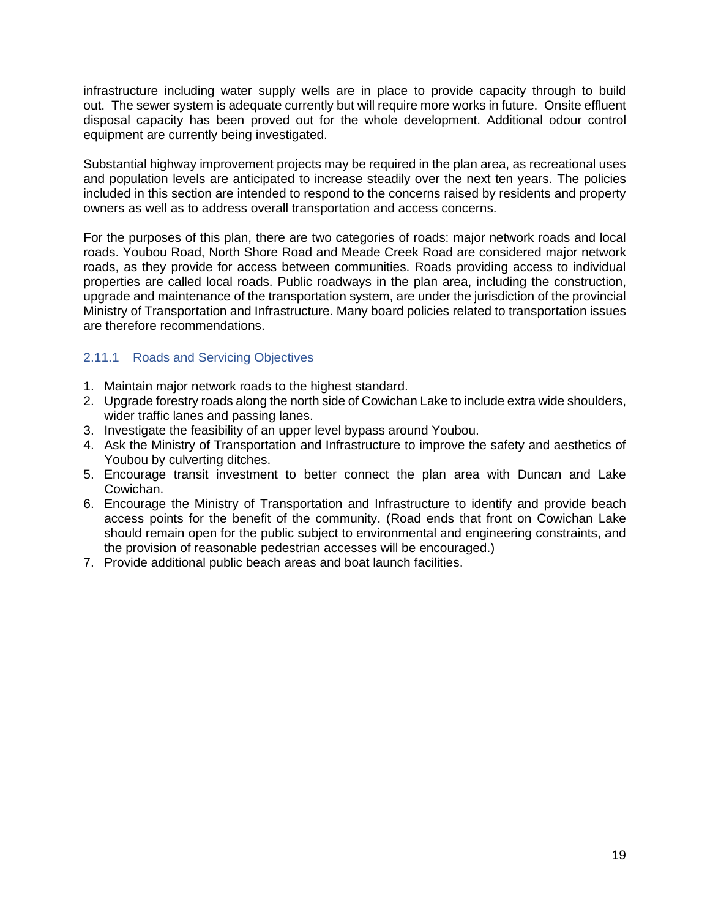infrastructure including water supply wells are in place to provide capacity through to build out. The sewer system is adequate currently but will require more works in future. Onsite effluent disposal capacity has been proved out for the whole development. Additional odour control equipment are currently being investigated.

Substantial highway improvement projects may be required in the plan area, as recreational uses and population levels are anticipated to increase steadily over the next ten years. The policies included in this section are intended to respond to the concerns raised by residents and property owners as well as to address overall transportation and access concerns.

For the purposes of this plan, there are two categories of roads: major network roads and local roads. Youbou Road, North Shore Road and Meade Creek Road are considered major network roads, as they provide for access between communities. Roads providing access to individual properties are called local roads. Public roadways in the plan area, including the construction, upgrade and maintenance of the transportation system, are under the jurisdiction of the provincial Ministry of Transportation and Infrastructure. Many board policies related to transportation issues are therefore recommendations.

### 2.11.1 Roads and Servicing Objectives

1. Maintain major network roads to the highest standard.
2. Upgrade forestry roads along the north side of Cowichan Lake to include extra wide shoulders, wider traffic lanes and passing lanes.
3. Investigate the feasibility of an upper level bypass around Youbou.
4. Ask the Ministry of Transportation and Infrastructure to improve the safety and aesthetics of Youbou by culverting ditches.
5. Encourage transit investment to better connect the plan area with Duncan and Lake Cowichan.
6. Encourage the Ministry of Transportation and Infrastructure to identify and provide beach access points for the benefit of the community. (Road ends that front on Cowichan Lake should remain open for the public subject to environmental and engineering constraints, and the provision of reasonable pedestrian accesses will be encouraged.)
7. Provide additional public beach areas and boat launch facilities.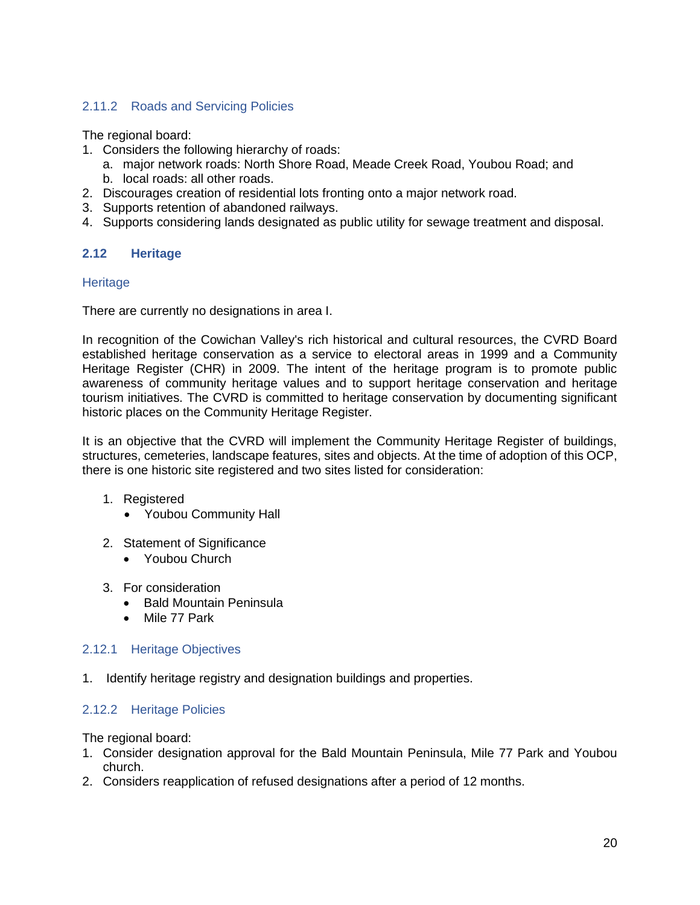### 2.11.2 Roads and Servicing Policies

The regional board:

1. Considers the following hierarchy of roads:
    a. major network roads: North Shore Road, Meade Creek Road, Youbou Road; and
    b. local roads: all other roads.
2. Discourages creation of residential lots fronting onto a major network road.
3. Supports retention of abandoned railways.
4. Supports considering lands designated as public utility for sewage treatment and disposal.

## 2.12 Heritage

### Heritage

There are currently no designations in area I.

In recognition of the Cowichan Valley's rich historical and cultural resources, the CVRD Board established heritage conservation as a service to electoral areas in 1999 and a Community Heritage Register (CHR) in 2009. The intent of the heritage program is to promote public awareness of community heritage values and to support heritage conservation and heritage tourism initiatives. The CVRD is committed to heritage conservation by documenting significant historic places on the Community Heritage Register.

It is an objective that the CVRD will implement the Community Heritage Register of buildings, structures, cemeteries, landscape features, sites and objects. At the time of adoption of this OCP, there is one historic site registered and two sites listed for consideration:

1. Registered
    - Youbou Community Hall

2. Statement of Significance
    - Youbou Church

3. For consideration
    - Bald Mountain Peninsula
    - Mile 77 Park

### 2.12.1 Heritage Objectives

1. Identify heritage registry and designation buildings and properties.

### 2.12.2 Heritage Policies

The regional board:

1. Consider designation approval for the Bald Mountain Peninsula, Mile 77 Park and Youbou church.
2. Considers reapplication of refused designations after a period of 12 months.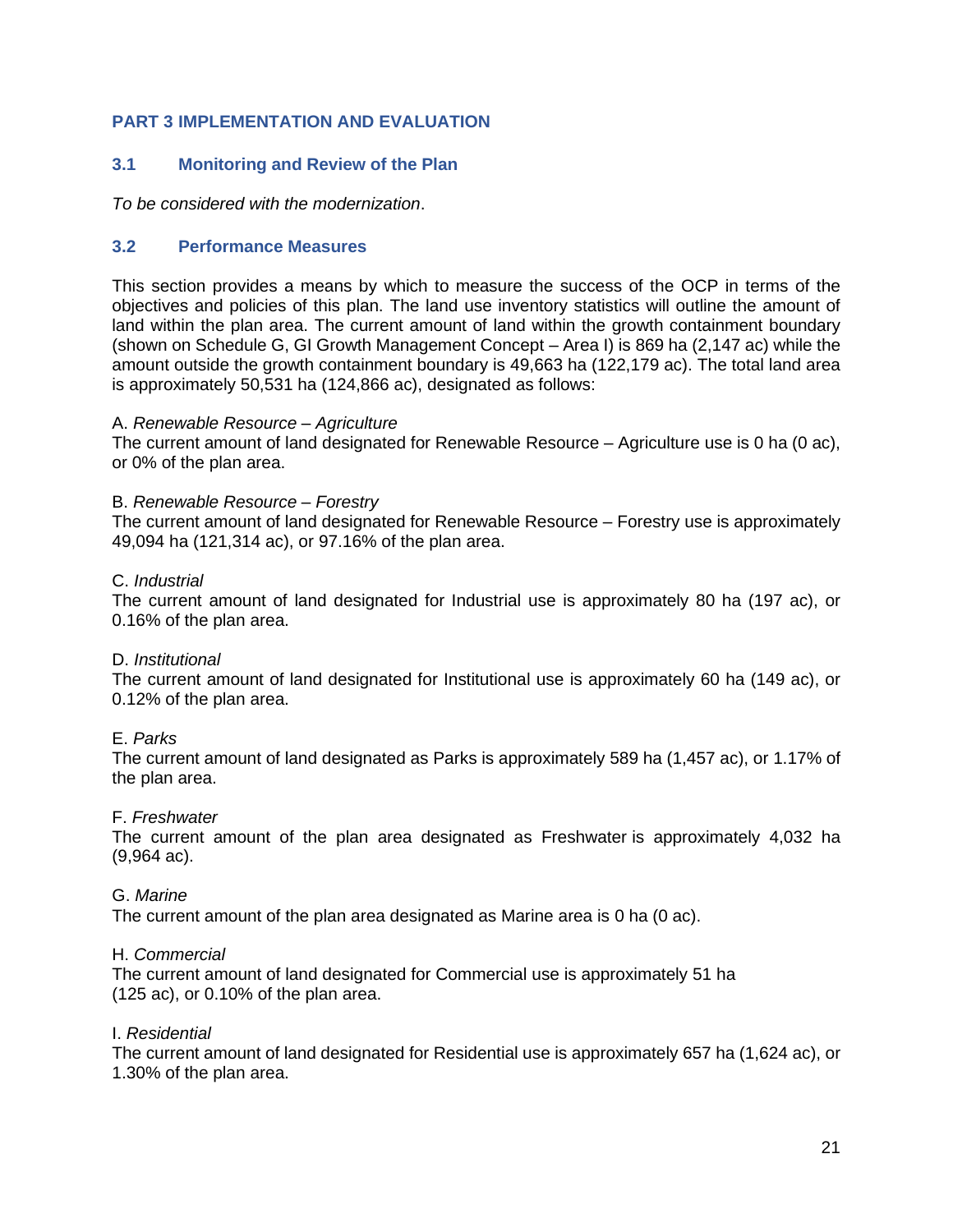## PART 3 IMPLEMENTATION AND EVALUATION

### 3.1 Monitoring and Review of the Plan

*To be considered with the modernization*.

### 3.2 Performance Measures

This section provides a means by which to measure the success of the OCP in terms of the objectives and policies of this plan. The land use inventory statistics will outline the amount of land within the plan area. The current amount of land within the growth containment boundary (shown on Schedule G, GI Growth Management Concept – Area I) is 869 ha (2,147 ac) while the amount outside the growth containment boundary is 49,663 ha (122,179 ac). The total land area is approximately 50,531 ha (124,866 ac), designated as follows:

A. *Renewable Resource – Agriculture*
The current amount of land designated for Renewable Resource – Agriculture use is 0 ha (0 ac), or 0% of the plan area.

B. *Renewable Resource – Forestry*
The current amount of land designated for Renewable Resource – Forestry use is approximately 49,094 ha (121,314 ac), or 97.16% of the plan area.

C. *Industrial*
The current amount of land designated for Industrial use is approximately 80 ha (197 ac), or 0.16% of the plan area.

D. *Institutional*
The current amount of land designated for Institutional use is approximately 60 ha (149 ac), or 0.12% of the plan area.

E. *Parks*
The current amount of land designated as Parks is approximately 589 ha (1,457 ac), or 1.17% of the plan area.

F. *Freshwater*
The current amount of the plan area designated as Freshwater is approximately 4,032 ha (9,964 ac).

G. *Marine*
The current amount of the plan area designated as Marine area is 0 ha (0 ac).

H. *Commercial*
The current amount of land designated for Commercial use is approximately 51 ha (125 ac), or 0.10% of the plan area.

I. *Residential*
The current amount of land designated for Residential use is approximately 657 ha (1,624 ac), or 1.30% of the plan area.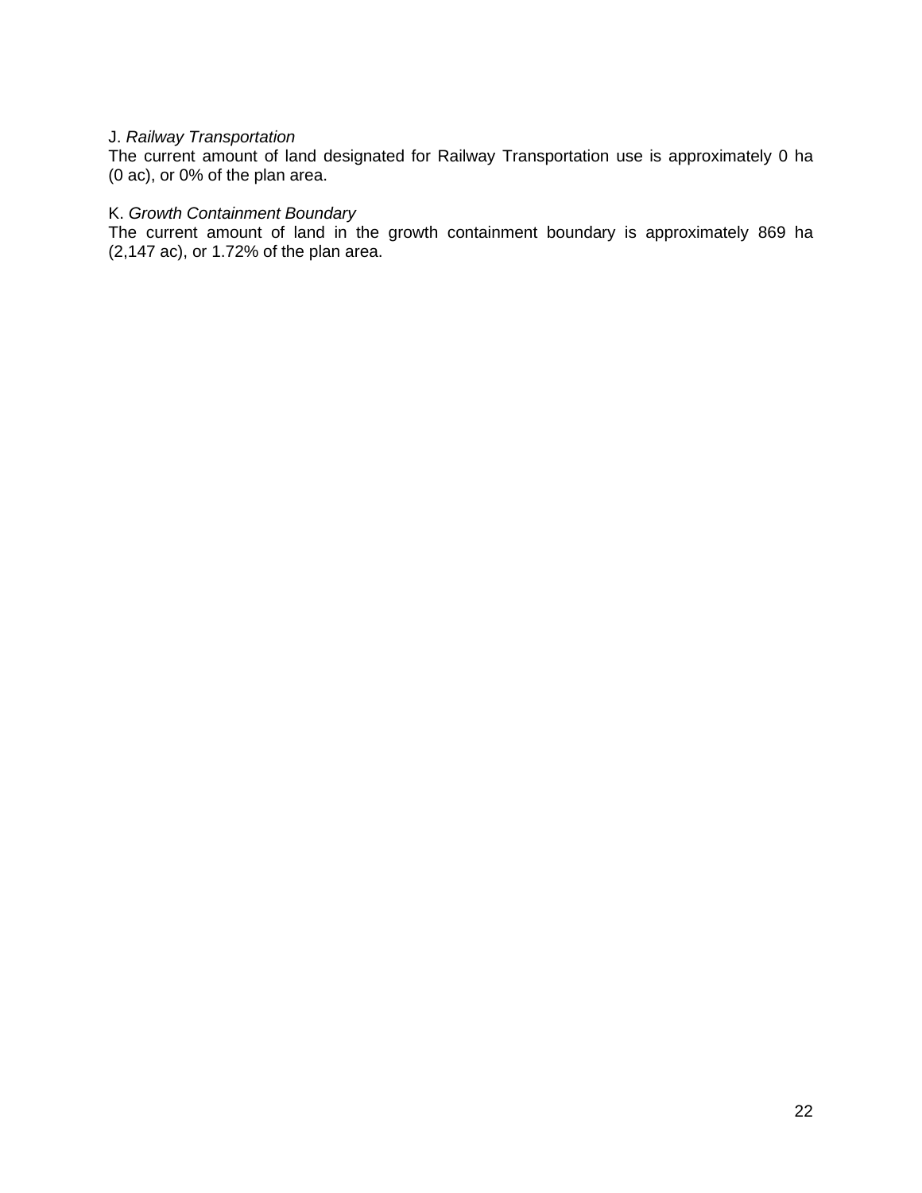J. *Railway Transportation*
The current amount of land designated for Railway Transportation use is approximately 0 ha (0 ac), or 0% of the plan area.

K. *Growth Containment Boundary*
The current amount of land in the growth containment boundary is approximately 869 ha (2,147 ac), or 1.72% of the plan area.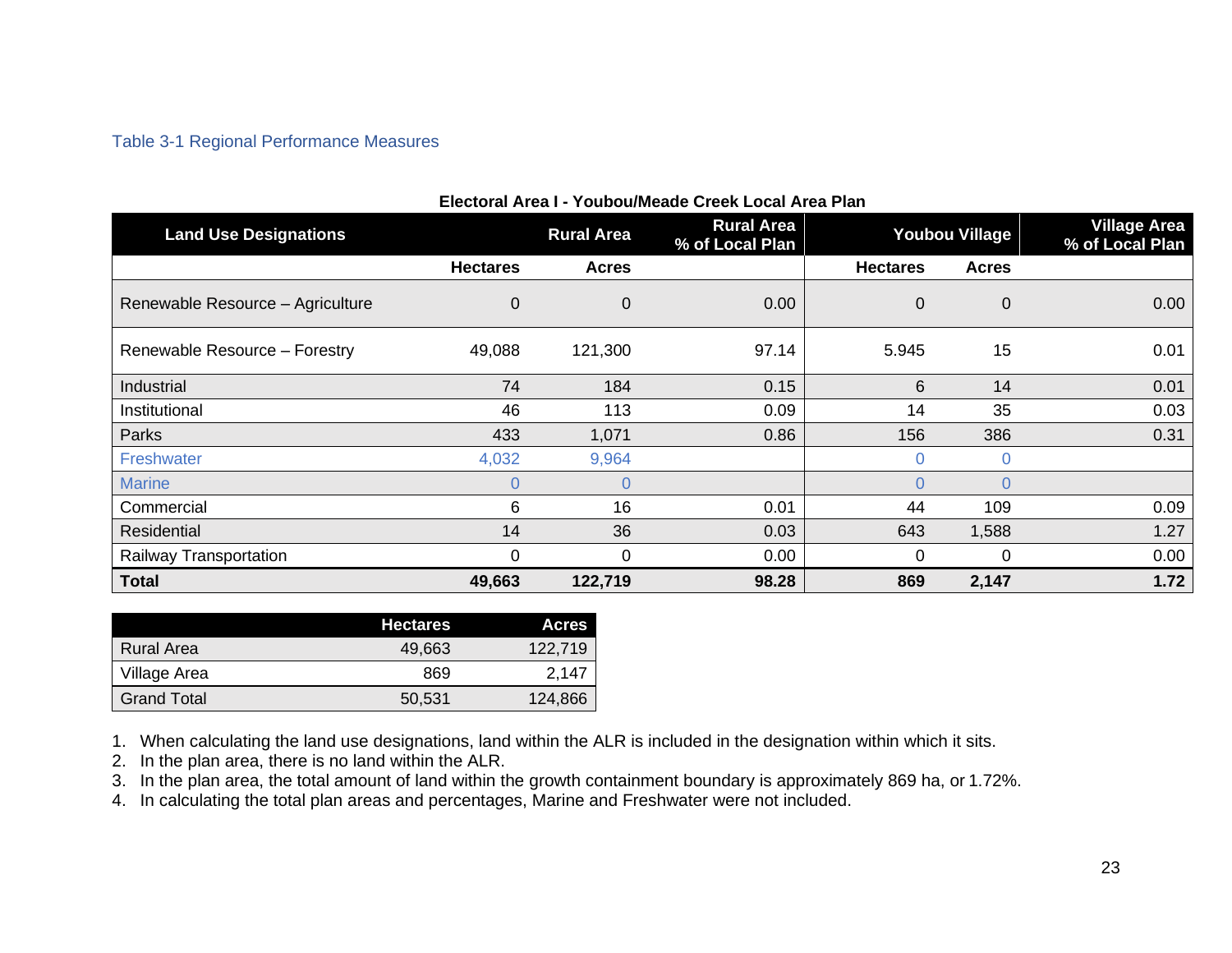Table 3-1 Regional Performance Measures

**Electoral Area I - Youbou/Meade Creek Local Area Plan**

| Land Use Designations | Rural Area | | Rural Area % of Local Plan | Youbou Village | | Village Area % of Local Plan |
|---|---|---|---|---|---|---|
| | Hectares | Acres | | Hectares | Acres | |
| Renewable Resource – Agriculture | 0 | 0 | 0.00 | 0 | 0 | 0.00 |
| Renewable Resource – Forestry | 49,088 | 121,300 | 97.14 | 5.945 | 15 | 0.01 |
| Industrial | 74 | 184 | 0.15 | 6 | 14 | 0.01 |
| Institutional | 46 | 113 | 0.09 | 14 | 35 | 0.03 |
| Parks | 433 | 1,071 | 0.86 | 156 | 386 | 0.31 |
| Freshwater | 4,032 | 9,964 | | 0 | 0 | |
| Marine | 0 | 0 | | 0 | 0 | |
| Commercial | 6 | 16 | 0.01 | 44 | 109 | 0.09 |
| Residential | 14 | 36 | 0.03 | 643 | 1,588 | 1.27 |
| Railway Transportation | 0 | 0 | 0.00 | 0 | 0 | 0.00 |
| **Total** | **49,663** | **122,719** | **98.28** | **869** | **2,147** | **1.72** |

| | Hectares | Acres |
|---|---|---|
| Rural Area | 49,663 | 122,719 |
| Village Area | 869 | 2,147 |
| Grand Total | 50,531 | 124,866 |

1. When calculating the land use designations, land within the ALR is included in the designation within which it sits.
2. In the plan area, there is no land within the ALR.
3. In the plan area, the total amount of land within the growth containment boundary is approximately 869 ha, or 1.72%.
4. In calculating the total plan areas and percentages, Marine and Freshwater were not included.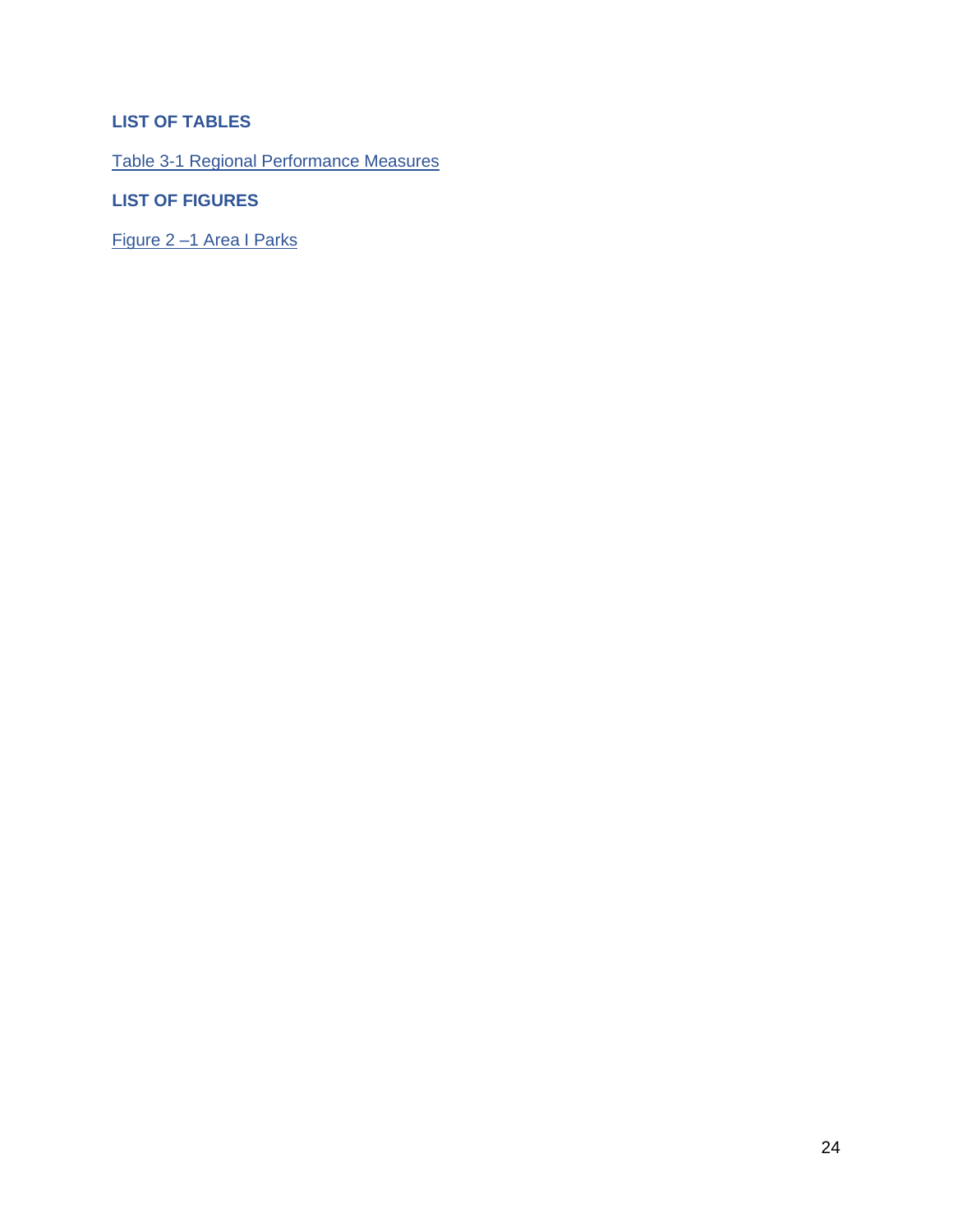**LIST OF TABLES**

Table 3-1 Regional Performance Measures

**LIST OF FIGURES**

Figure 2 –1 Area I Parks